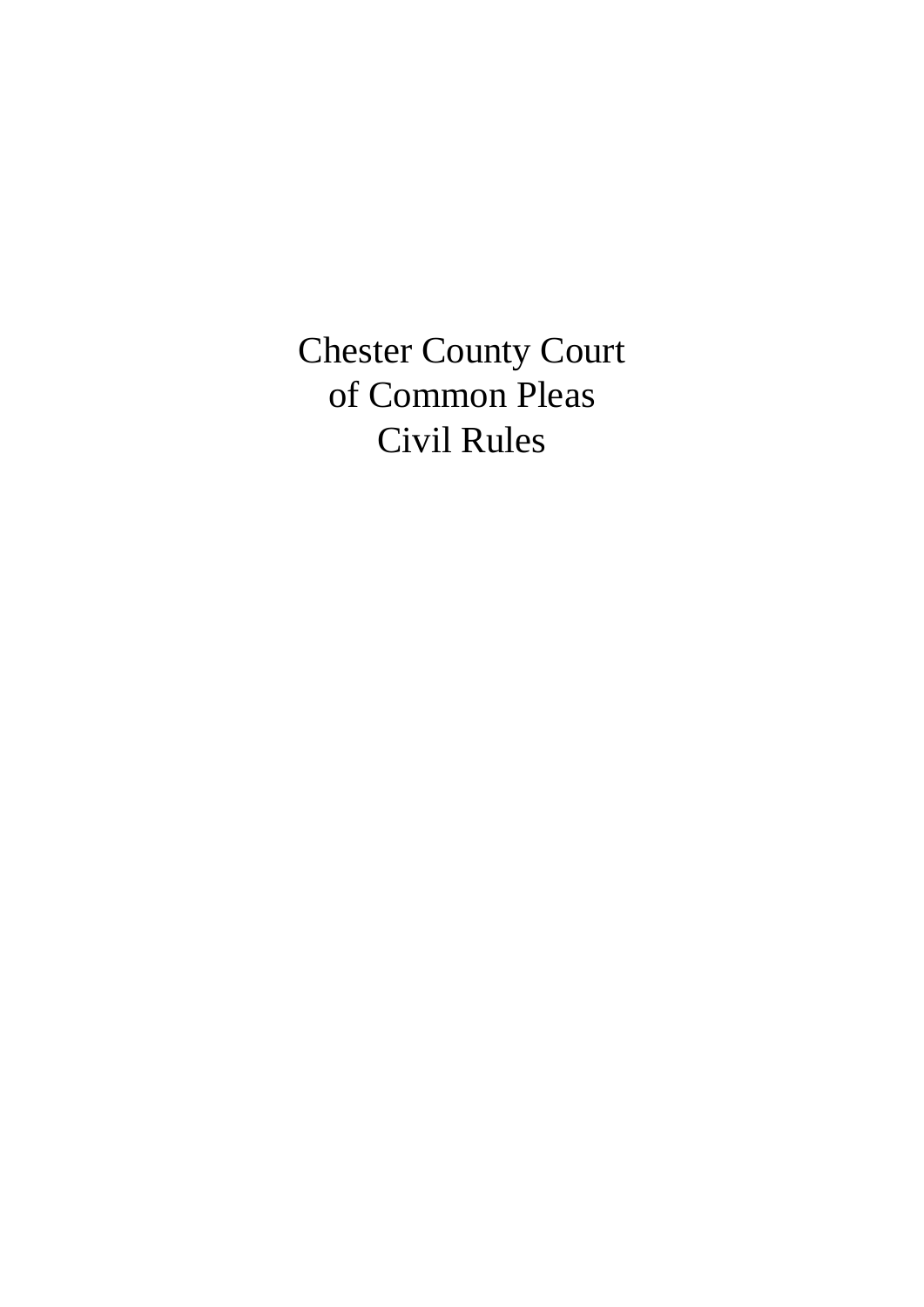# Chester County Court of Common Pleas Civil Rules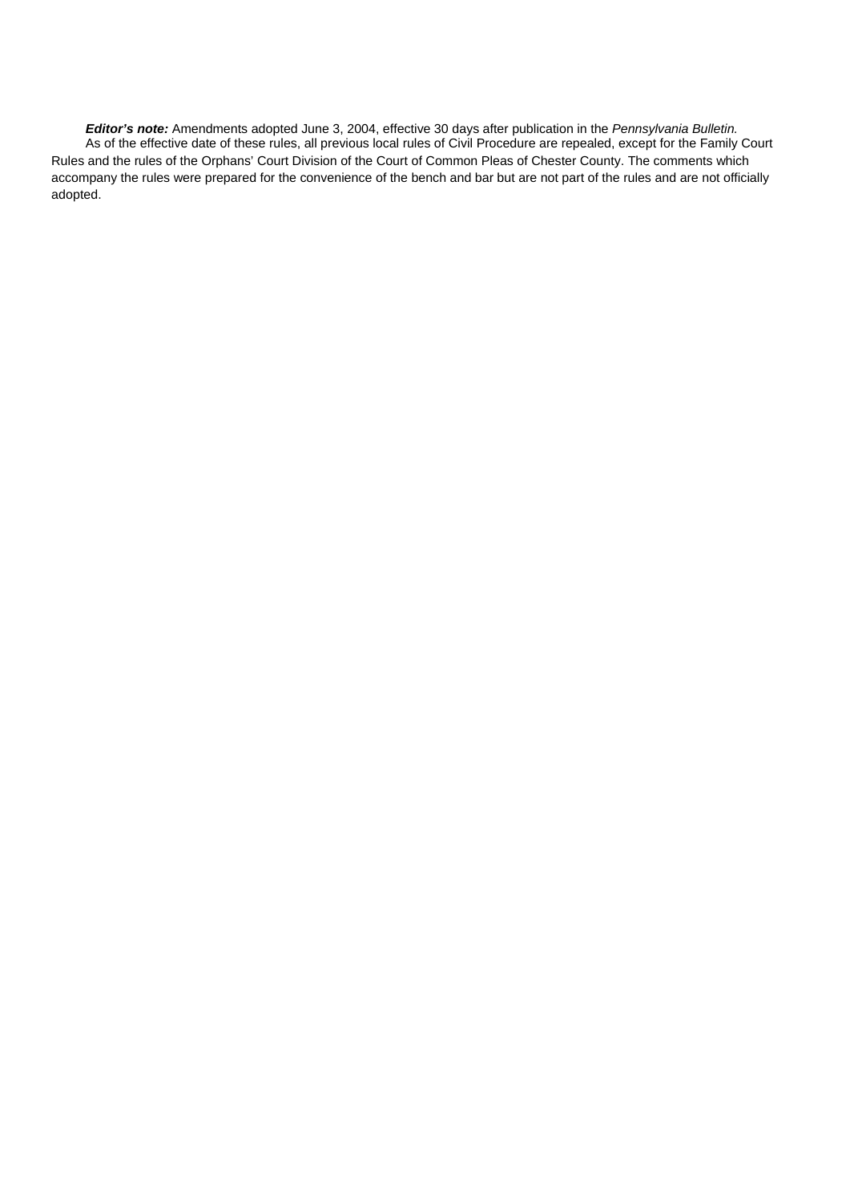***Editor's note:*** Amendments adopted June 3, 2004, effective 30 days after publication in the *Pennsylvania Bulletin.*

As of the effective date of these rules, all previous local rules of Civil Procedure are repealed, except for the Family Court Rules and the rules of the Orphans' Court Division of the Court of Common Pleas of Chester County. The comments which accompany the rules were prepared for the convenience of the bench and bar but are not part of the rules and are not officially adopted.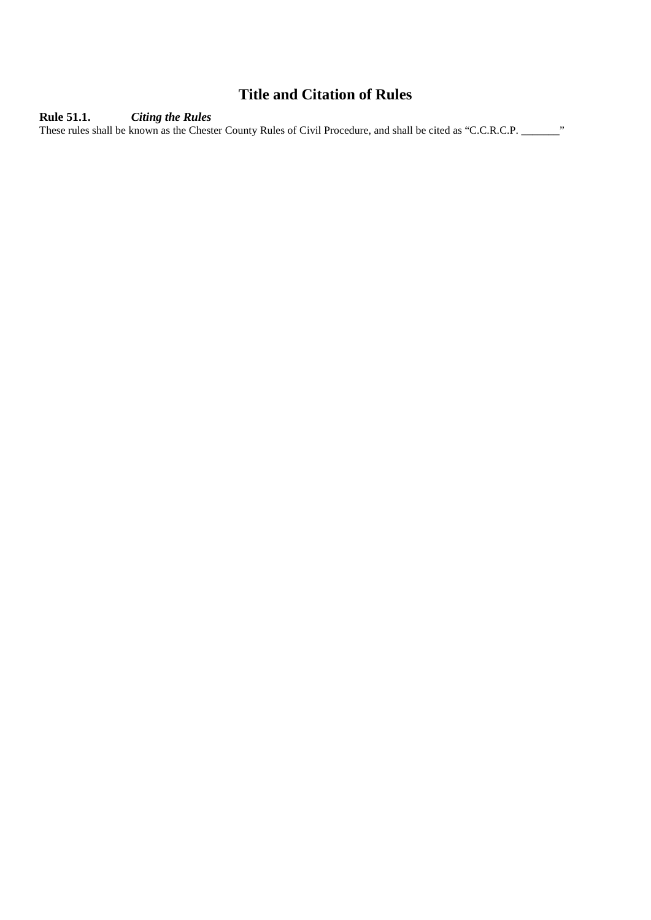# Title and Citation of Rules

**Rule 51.1.** ***Citing the Rules***

These rules shall be known as the Chester County Rules of Civil Procedure, and shall be cited as "C.C.R.C.P. _______"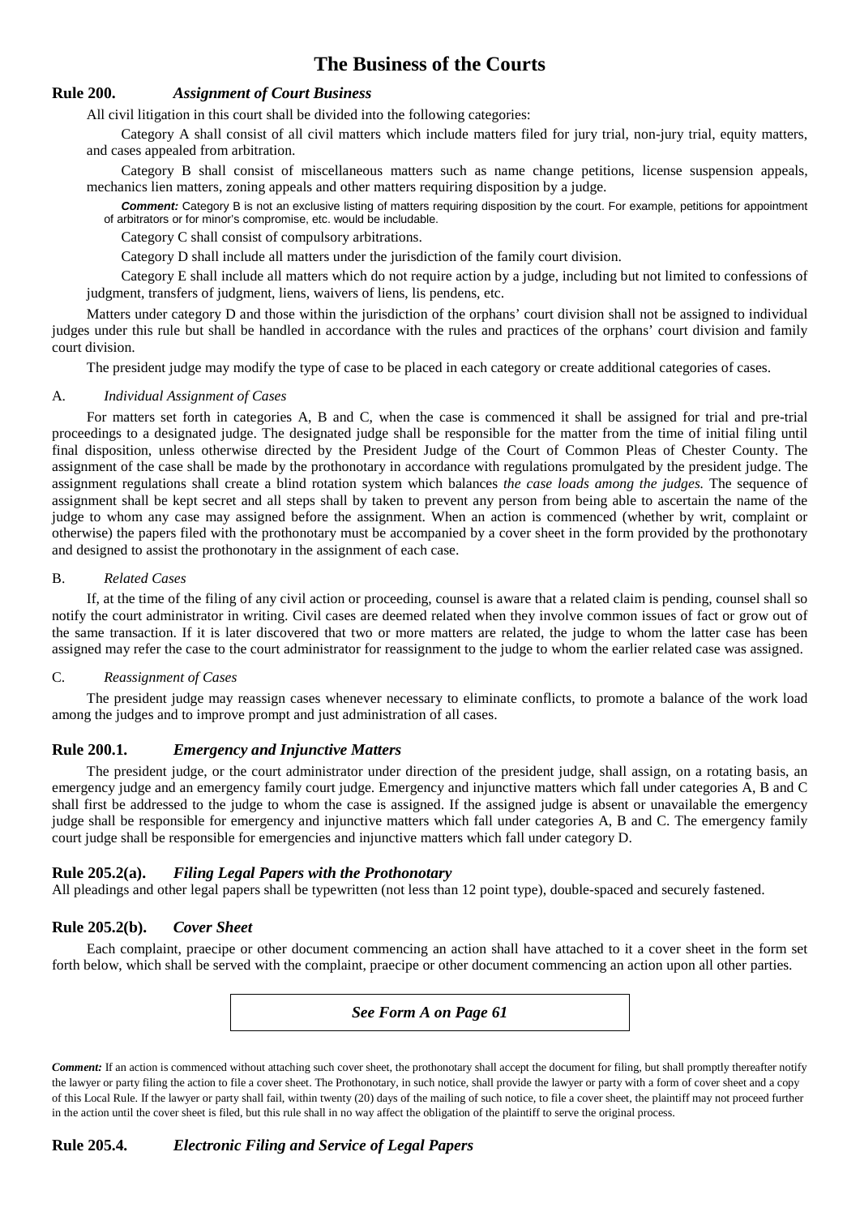# The Business of the Courts

## Rule 200. *Assignment of Court Business*

All civil litigation in this court shall be divided into the following categories:

Category A shall consist of all civil matters which include matters filed for jury trial, non-jury trial, equity matters, and cases appealed from arbitration.

Category B shall consist of miscellaneous matters such as name change petitions, license suspension appeals, mechanics lien matters, zoning appeals and other matters requiring disposition by a judge.

***Comment:*** Category B is not an exclusive listing of matters requiring disposition by the court. For example, petitions for appointment of arbitrators or for minor's compromise, etc. would be includable.

Category C shall consist of compulsory arbitrations.

Category D shall include all matters under the jurisdiction of the family court division.

Category E shall include all matters which do not require action by a judge, including but not limited to confessions of judgment, transfers of judgment, liens, waivers of liens, lis pendens, etc.

Matters under category D and those within the jurisdiction of the orphans' court division shall not be assigned to individual judges under this rule but shall be handled in accordance with the rules and practices of the orphans' court division and family court division.

The president judge may modify the type of case to be placed in each category or create additional categories of cases.

### A. *Individual Assignment of Cases*

For matters set forth in categories A, B and C, when the case is commenced it shall be assigned for trial and pre-trial proceedings to a designated judge. The designated judge shall be responsible for the matter from the time of initial filing until final disposition, unless otherwise directed by the President Judge of the Court of Common Pleas of Chester County. The assignment of the case shall be made by the prothonotary in accordance with regulations promulgated by the president judge. The assignment regulations shall create a blind rotation system which balances *the case loads among the judges.* The sequence of assignment shall be kept secret and all steps shall by taken to prevent any person from being able to ascertain the name of the judge to whom any case may assigned before the assignment. When an action is commenced (whether by writ, complaint or otherwise) the papers filed with the prothonotary must be accompanied by a cover sheet in the form provided by the prothonotary and designed to assist the prothonotary in the assignment of each case.

### B. *Related Cases*

If, at the time of the filing of any civil action or proceeding, counsel is aware that a related claim is pending, counsel shall so notify the court administrator in writing. Civil cases are deemed related when they involve common issues of fact or grow out of the same transaction. If it is later discovered that two or more matters are related, the judge to whom the latter case has been assigned may refer the case to the court administrator for reassignment to the judge to whom the earlier related case was assigned.

### C. *Reassignment of Cases*

The president judge may reassign cases whenever necessary to eliminate conflicts, to promote a balance of the work load among the judges and to improve prompt and just administration of all cases.

## Rule 200.1. *Emergency and Injunctive Matters*

The president judge, or the court administrator under direction of the president judge, shall assign, on a rotating basis, an emergency judge and an emergency family court judge. Emergency and injunctive matters which fall under categories A, B and C shall first be addressed to the judge to whom the case is assigned. If the assigned judge is absent or unavailable the emergency judge shall be responsible for emergency and injunctive matters which fall under categories A, B and C. The emergency family court judge shall be responsible for emergencies and injunctive matters which fall under category D.

## Rule 205.2(a). *Filing Legal Papers with the Prothonotary*

All pleadings and other legal papers shall be typewritten (not less than 12 point type), double-spaced and securely fastened.

## Rule 205.2(b). *Cover Sheet*

Each complaint, praecipe or other document commencing an action shall have attached to it a cover sheet in the form set forth below, which shall be served with the complaint, praecipe or other document commencing an action upon all other parties.

***See Form A on Page 61***

***Comment:*** If an action is commenced without attaching such cover sheet, the prothonotary shall accept the document for filing, but shall promptly thereafter notify the lawyer or party filing the action to file a cover sheet. The Prothonotary, in such notice, shall provide the lawyer or party with a form of cover sheet and a copy of this Local Rule. If the lawyer or party shall fail, within twenty (20) days of the mailing of such notice, to file a cover sheet, the plaintiff may not proceed further in the action until the cover sheet is filed, but this rule shall in no way affect the obligation of the plaintiff to serve the original process.

## Rule 205.4. *Electronic Filing and Service of Legal Papers*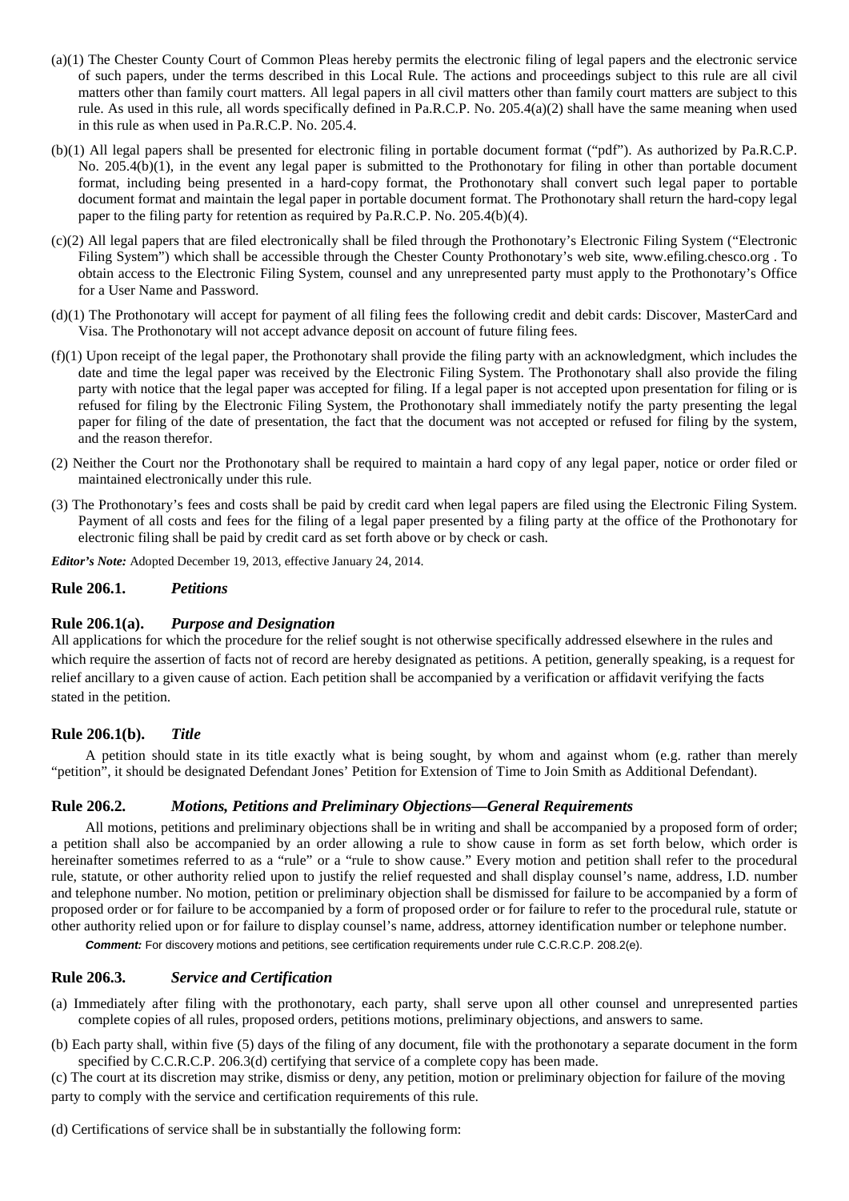(a)(1) The Chester County Court of Common Pleas hereby permits the electronic filing of legal papers and the electronic service of such papers, under the terms described in this Local Rule. The actions and proceedings subject to this rule are all civil matters other than family court matters. All legal papers in all civil matters other than family court matters are subject to this rule. As used in this rule, all words specifically defined in Pa.R.C.P. No. 205.4(a)(2) shall have the same meaning when used in this rule as when used in Pa.R.C.P. No. 205.4.

(b)(1) All legal papers shall be presented for electronic filing in portable document format ("pdf"). As authorized by Pa.R.C.P. No. 205.4(b)(1), in the event any legal paper is submitted to the Prothonotary for filing in other than portable document format, including being presented in a hard-copy format, the Prothonotary shall convert such legal paper to portable document format and maintain the legal paper in portable document format. The Prothonotary shall return the hard-copy legal paper to the filing party for retention as required by Pa.R.C.P. No. 205.4(b)(4).

(c)(2) All legal papers that are filed electronically shall be filed through the Prothonotary's Electronic Filing System ("Electronic Filing System") which shall be accessible through the Chester County Prothonotary's web site, www.efiling.chesco.org . To obtain access to the Electronic Filing System, counsel and any unrepresented party must apply to the Prothonotary's Office for a User Name and Password.

(d)(1) The Prothonotary will accept for payment of all filing fees the following credit and debit cards: Discover, MasterCard and Visa. The Prothonotary will not accept advance deposit on account of future filing fees.

(f)(1) Upon receipt of the legal paper, the Prothonotary shall provide the filing party with an acknowledgment, which includes the date and time the legal paper was received by the Electronic Filing System. The Prothonotary shall also provide the filing party with notice that the legal paper was accepted for filing. If a legal paper is not accepted upon presentation for filing or is refused for filing by the Electronic Filing System, the Prothonotary shall immediately notify the party presenting the legal paper for filing of the date of presentation, the fact that the document was not accepted or refused for filing by the system, and the reason therefor.

(2) Neither the Court nor the Prothonotary shall be required to maintain a hard copy of any legal paper, notice or order filed or maintained electronically under this rule.

(3) The Prothonotary's fees and costs shall be paid by credit card when legal papers are filed using the Electronic Filing System. Payment of all costs and fees for the filing of a legal paper presented by a filing party at the office of the Prothonotary for electronic filing shall be paid by credit card as set forth above or by check or cash.

***Editor's Note:*** Adopted December 19, 2013, effective January 24, 2014.

### Rule 206.1. *Petitions*

### Rule 206.1(a). *Purpose and Designation*

All applications for which the procedure for the relief sought is not otherwise specifically addressed elsewhere in the rules and which require the assertion of facts not of record are hereby designated as petitions. A petition, generally speaking, is a request for relief ancillary to a given cause of action. Each petition shall be accompanied by a verification or affidavit verifying the facts stated in the petition.

### Rule 206.1(b). *Title*

A petition should state in its title exactly what is being sought, by whom and against whom (e.g. rather than merely "petition", it should be designated Defendant Jones' Petition for Extension of Time to Join Smith as Additional Defendant).

### Rule 206.2. *Motions, Petitions and Preliminary Objections—General Requirements*

All motions, petitions and preliminary objections shall be in writing and shall be accompanied by a proposed form of order; a petition shall also be accompanied by an order allowing a rule to show cause in form as set forth below, which order is hereinafter sometimes referred to as a "rule" or a "rule to show cause." Every motion and petition shall refer to the procedural rule, statute, or other authority relied upon to justify the relief requested and shall display counsel's name, address, I.D. number and telephone number. No motion, petition or preliminary objection shall be dismissed for failure to be accompanied by a form of proposed order or for failure to be accompanied by a form of proposed order or for failure to refer to the procedural rule, statute or other authority relied upon or for failure to display counsel's name, address, attorney identification number or telephone number.

***Comment:*** For discovery motions and petitions, see certification requirements under rule C.C.R.C.P. 208.2(e).

### Rule 206.3. *Service and Certification*

(a) Immediately after filing with the prothonotary, each party, shall serve upon all other counsel and unrepresented parties complete copies of all rules, proposed orders, petitions motions, preliminary objections, and answers to same.

(b) Each party shall, within five (5) days of the filing of any document, file with the prothonotary a separate document in the form specified by C.C.R.C.P. 206.3(d) certifying that service of a complete copy has been made.

(c) The court at its discretion may strike, dismiss or deny, any petition, motion or preliminary objection for failure of the moving party to comply with the service and certification requirements of this rule.

(d) Certifications of service shall be in substantially the following form: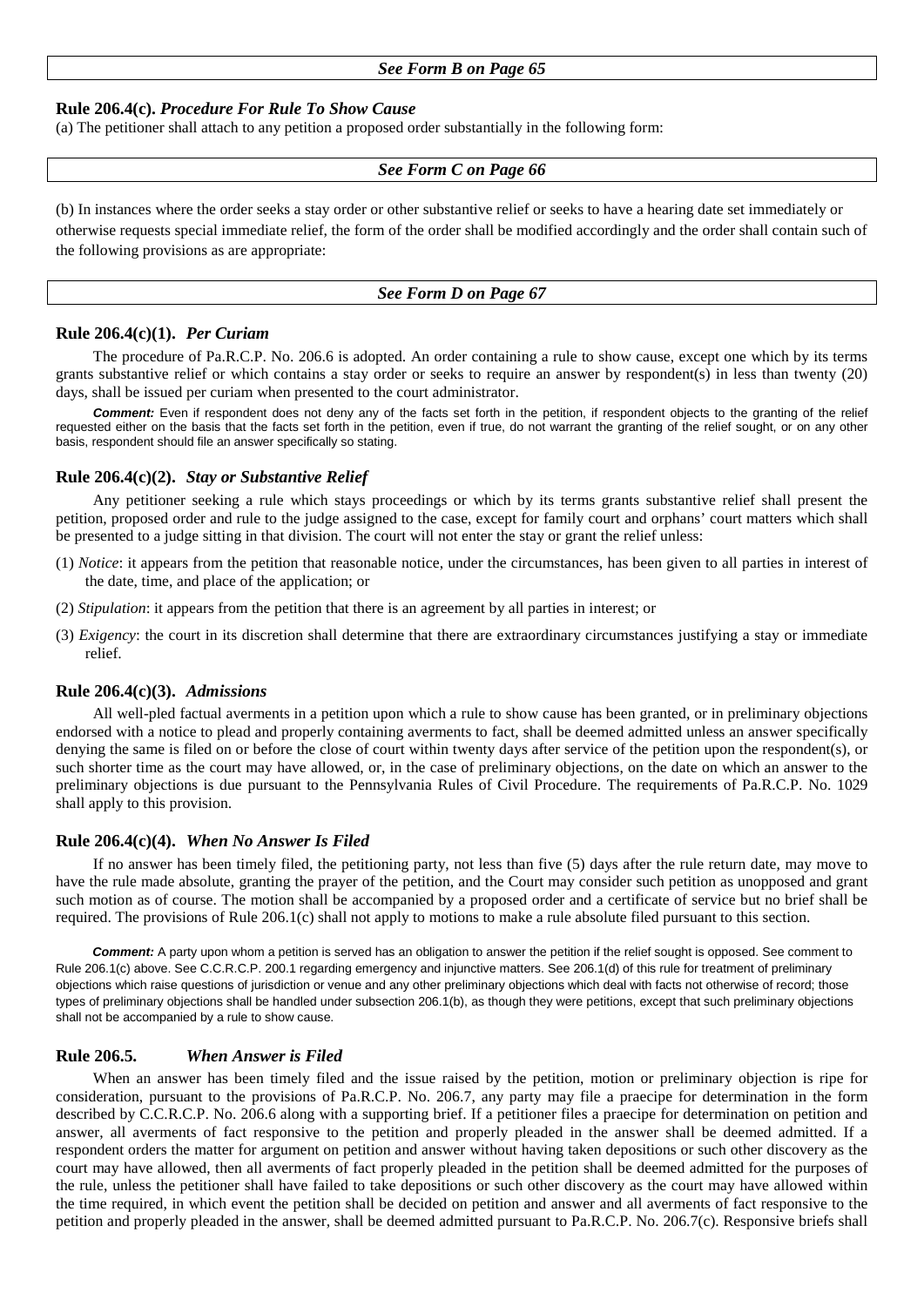*See Form B on Page 65*

### Rule 206.4(c). *Procedure For Rule To Show Cause*

(a) The petitioner shall attach to any petition a proposed order substantially in the following form:

*See Form C on Page 66*

(b) In instances where the order seeks a stay order or other substantive relief or seeks to have a hearing date set immediately or otherwise requests special immediate relief, the form of the order shall be modified accordingly and the order shall contain such of the following provisions as are appropriate:

*See Form D on Page 67*

### Rule 206.4(c)(1). *Per Curiam*

The procedure of Pa.R.C.P. No. 206.6 is adopted. An order containing a rule to show cause, except one which by its terms grants substantive relief or which contains a stay order or seeks to require an answer by respondent(s) in less than twenty (20) days, shall be issued per curiam when presented to the court administrator.

***Comment:*** Even if respondent does not deny any of the facts set forth in the petition, if respondent objects to the granting of the relief requested either on the basis that the facts set forth in the petition, even if true, do not warrant the granting of the relief sought, or on any other basis, respondent should file an answer specifically so stating.

### Rule 206.4(c)(2). *Stay or Substantive Relief*

Any petitioner seeking a rule which stays proceedings or which by its terms grants substantive relief shall present the petition, proposed order and rule to the judge assigned to the case, except for family court and orphans' court matters which shall be presented to a judge sitting in that division. The court will not enter the stay or grant the relief unless:

(1) *Notice*: it appears from the petition that reasonable notice, under the circumstances, has been given to all parties in interest of the date, time, and place of the application; or

(2) *Stipulation*: it appears from the petition that there is an agreement by all parties in interest; or

(3) *Exigency*: the court in its discretion shall determine that there are extraordinary circumstances justifying a stay or immediate relief.

### Rule 206.4(c)(3). *Admissions*

All well-pled factual averments in a petition upon which a rule to show cause has been granted, or in preliminary objections endorsed with a notice to plead and properly containing averments to fact, shall be deemed admitted unless an answer specifically denying the same is filed on or before the close of court within twenty days after service of the petition upon the respondent(s), or such shorter time as the court may have allowed, or, in the case of preliminary objections, on the date on which an answer to the preliminary objections is due pursuant to the Pennsylvania Rules of Civil Procedure. The requirements of Pa.R.C.P. No. 1029 shall apply to this provision.

### Rule 206.4(c)(4). *When No Answer Is Filed*

If no answer has been timely filed, the petitioning party, not less than five (5) days after the rule return date, may move to have the rule made absolute, granting the prayer of the petition, and the Court may consider such petition as unopposed and grant such motion as of course. The motion shall be accompanied by a proposed order and a certificate of service but no brief shall be required. The provisions of Rule 206.1(c) shall not apply to motions to make a rule absolute filed pursuant to this section.

***Comment:*** A party upon whom a petition is served has an obligation to answer the petition if the relief sought is opposed. See comment to Rule 206.1(c) above. See C.C.R.C.P. 200.1 regarding emergency and injunctive matters. See 206.1(d) of this rule for treatment of preliminary objections which raise questions of jurisdiction or venue and any other preliminary objections which deal with facts not otherwise of record; those types of preliminary objections shall be handled under subsection 206.1(b), as though they were petitions, except that such preliminary objections shall not be accompanied by a rule to show cause.

### Rule 206.5. *When Answer is Filed*

When an answer has been timely filed and the issue raised by the petition, motion or preliminary objection is ripe for consideration, pursuant to the provisions of Pa.R.C.P. No. 206.7, any party may file a praecipe for determination in the form described by C.C.R.C.P. No. 206.6 along with a supporting brief. If a petitioner files a praecipe for determination on petition and answer, all averments of fact responsive to the petition and properly pleaded in the answer shall be deemed admitted. If a respondent orders the matter for argument on petition and answer without having taken depositions or such other discovery as the court may have allowed, then all averments of fact properly pleaded in the petition shall be deemed admitted for the purposes of the rule, unless the petitioner shall have failed to take depositions or such other discovery as the court may have allowed within the time required, in which event the petition shall be decided on petition and answer and all averments of fact responsive to the petition and properly pleaded in the answer, shall be deemed admitted pursuant to Pa.R.C.P. No. 206.7(c). Responsive briefs shall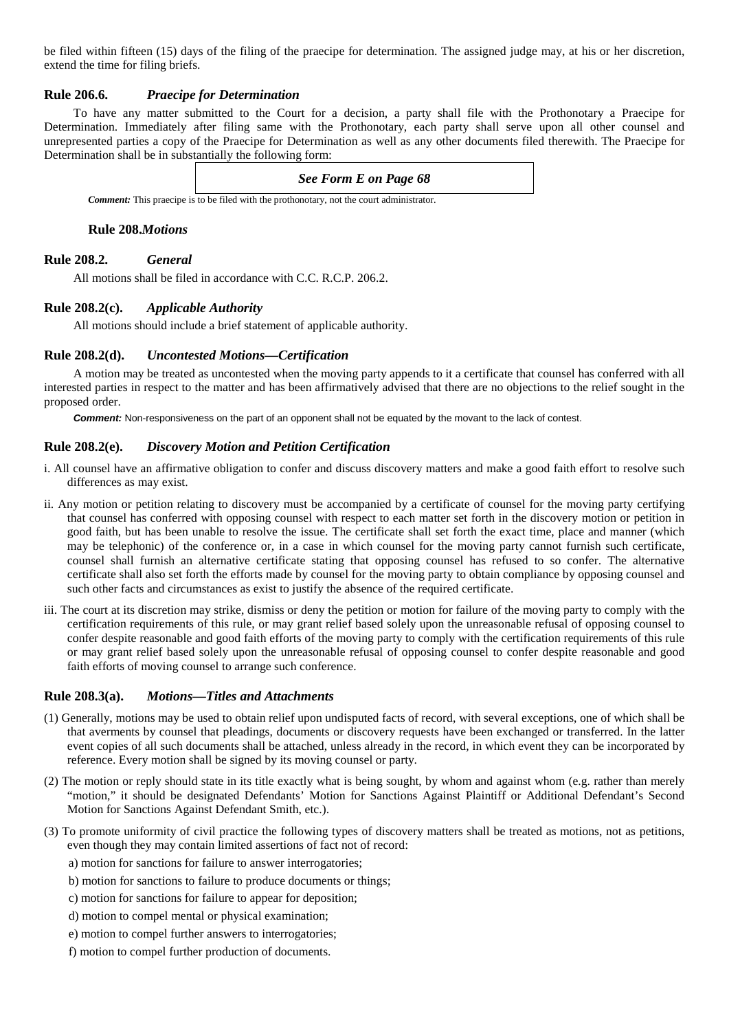be filed within fifteen (15) days of the filing of the praecipe for determination. The assigned judge may, at his or her discretion, extend the time for filing briefs.

### Rule 206.6. *Praecipe for Determination*

To have any matter submitted to the Court for a decision, a party shall file with the Prothonotary a Praecipe for Determination. Immediately after filing same with the Prothonotary, each party shall serve upon all other counsel and unrepresented parties a copy of the Praecipe for Determination as well as any other documents filed therewith. The Praecipe for Determination shall be in substantially the following form:

***See Form E on Page 68***

***Comment:*** This praecipe is to be filed with the prothonotary, not the court administrator.

### Rule 208. *Motions*

### Rule 208.2. *General*

All motions shall be filed in accordance with C.C. R.C.P. 206.2.

### Rule 208.2(c). *Applicable Authority*

All motions should include a brief statement of applicable authority.

### Rule 208.2(d). *Uncontested Motions—Certification*

A motion may be treated as uncontested when the moving party appends to it a certificate that counsel has conferred with all interested parties in respect to the matter and has been affirmatively advised that there are no objections to the relief sought in the proposed order.

***Comment:*** Non-responsiveness on the part of an opponent shall not be equated by the movant to the lack of contest.

### Rule 208.2(e). *Discovery Motion and Petition Certification*

i. All counsel have an affirmative obligation to confer and discuss discovery matters and make a good faith effort to resolve such differences as may exist.

ii. Any motion or petition relating to discovery must be accompanied by a certificate of counsel for the moving party certifying that counsel has conferred with opposing counsel with respect to each matter set forth in the discovery motion or petition in good faith, but has been unable to resolve the issue. The certificate shall set forth the exact time, place and manner (which may be telephonic) of the conference or, in a case in which counsel for the moving party cannot furnish such certificate, counsel shall furnish an alternative certificate stating that opposing counsel has refused to so confer. The alternative certificate shall also set forth the efforts made by counsel for the moving party to obtain compliance by opposing counsel and such other facts and circumstances as exist to justify the absence of the required certificate.

iii. The court at its discretion may strike, dismiss or deny the petition or motion for failure of the moving party to comply with the certification requirements of this rule, or may grant relief based solely upon the unreasonable refusal of opposing counsel to confer despite reasonable and good faith efforts of the moving party to comply with the certification requirements of this rule or may grant relief based solely upon the unreasonable refusal of opposing counsel to confer despite reasonable and good faith efforts of moving counsel to arrange such conference.

### Rule 208.3(a). *Motions—Titles and Attachments*

(1) Generally, motions may be used to obtain relief upon undisputed facts of record, with several exceptions, one of which shall be that averments by counsel that pleadings, documents or discovery requests have been exchanged or transferred. In the latter event copies of all such documents shall be attached, unless already in the record, in which event they can be incorporated by reference. Every motion shall be signed by its moving counsel or party.

(2) The motion or reply should state in its title exactly what is being sought, by whom and against whom (e.g. rather than merely "motion," it should be designated Defendants' Motion for Sanctions Against Plaintiff or Additional Defendant's Second Motion for Sanctions Against Defendant Smith, etc.).

(3) To promote uniformity of civil practice the following types of discovery matters shall be treated as motions, not as petitions, even though they may contain limited assertions of fact not of record:

a) motion for sanctions for failure to answer interrogatories;

b) motion for sanctions to failure to produce documents or things;

c) motion for sanctions for failure to appear for deposition;

d) motion to compel mental or physical examination;

e) motion to compel further answers to interrogatories;

f) motion to compel further production of documents.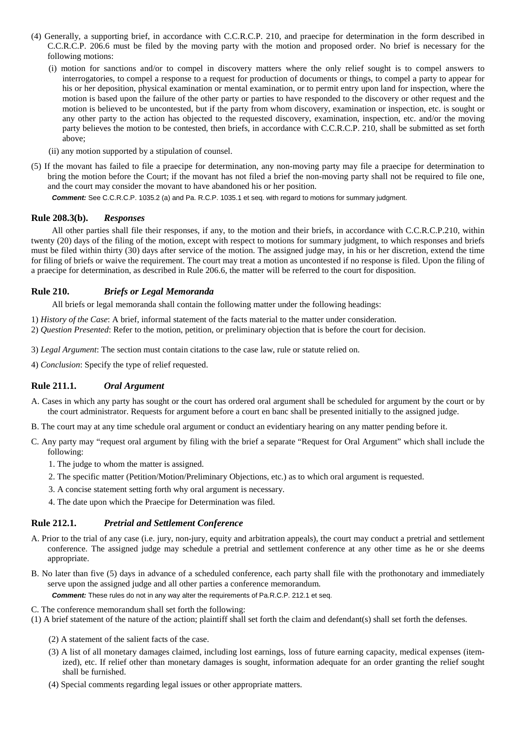(4) Generally, a supporting brief, in accordance with C.C.R.C.P. 210, and praecipe for determination in the form described in C.C.R.C.P. 206.6 must be filed by the moving party with the motion and proposed order. No brief is necessary for the following motions:

   (i) motion for sanctions and/or to compel in discovery matters where the only relief sought is to compel answers to interrogatories, to compel a response to a request for production of documents or things, to compel a party to appear for his or her deposition, physical examination or mental examination, or to permit entry upon land for inspection, where the motion is based upon the failure of the other party or parties to have responded to the discovery or other request and the motion is believed to be uncontested, but if the party from whom discovery, examination or inspection, etc. is sought or any other party to the action has objected to the requested discovery, examination, inspection, etc. and/or the moving party believes the motion to be contested, then briefs, in accordance with C.C.R.C.P. 210, shall be submitted as set forth above;

   (ii) any motion supported by a stipulation of counsel.

(5) If the movant has failed to file a praecipe for determination, any non-moving party may file a praecipe for determination to bring the motion before the Court; if the movant has not filed a brief the non-moving party shall not be required to file one, and the court may consider the movant to have abandoned his or her position.

   ***Comment:*** See C.C.R.C.P. 1035.2 (a) and Pa. R.C.P. 1035.1 et seq. with regard to motions for summary judgment.

### Rule 208.3(b). *Responses*

All other parties shall file their responses, if any, to the motion and their briefs, in accordance with C.C.R.C.P.210, within twenty (20) days of the filing of the motion, except with respect to motions for summary judgment, to which responses and briefs must be filed within thirty (30) days after service of the motion. The assigned judge may, in his or her discretion, extend the time for filing of briefs or waive the requirement. The court may treat a motion as uncontested if no response is filed. Upon the filing of a praecipe for determination, as described in Rule 206.6, the matter will be referred to the court for disposition.

### Rule 210. *Briefs or Legal Memoranda*

All briefs or legal memoranda shall contain the following matter under the following headings:

1) *History of the Case*: A brief, informal statement of the facts material to the matter under consideration.
2) *Question Presented*: Refer to the motion, petition, or preliminary objection that is before the court for decision.

3) *Legal Argument*: The section must contain citations to the case law, rule or statute relied on.

4) *Conclusion*: Specify the type of relief requested.

### Rule 211.1. *Oral Argument*

A. Cases in which any party has sought or the court has ordered oral argument shall be scheduled for argument by the court or by the court administrator. Requests for argument before a court en banc shall be presented initially to the assigned judge.

B. The court may at any time schedule oral argument or conduct an evidentiary hearing on any matter pending before it.

C. Any party may "request oral argument by filing with the brief a separate "Request for Oral Argument" which shall include the following:

   1. The judge to whom the matter is assigned.

   2. The specific matter (Petition/Motion/Preliminary Objections, etc.) as to which oral argument is requested.

   3. A concise statement setting forth why oral argument is necessary.

   4. The date upon which the Praecipe for Determination was filed.

### Rule 212.1. *Pretrial and Settlement Conference*

A. Prior to the trial of any case (i.e. jury, non-jury, equity and arbitration appeals), the court may conduct a pretrial and settlement conference. The assigned judge may schedule a pretrial and settlement conference at any other time as he or she deems appropriate.

B. No later than five (5) days in advance of a scheduled conference, each party shall file with the prothonotary and immediately serve upon the assigned judge and all other parties a conference memorandum.

   ***Comment:*** These rules do not in any way alter the requirements of Pa.R.C.P. 212.1 et seq.

C. The conference memorandum shall set forth the following:
(1) A brief statement of the nature of the action; plaintiff shall set forth the claim and defendant(s) shall set forth the defenses.

   (2) A statement of the salient facts of the case.

   (3) A list of all monetary damages claimed, including lost earnings, loss of future earning capacity, medical expenses (itemized), etc. If relief other than monetary damages is sought, information adequate for an order granting the relief sought shall be furnished.

   (4) Special comments regarding legal issues or other appropriate matters.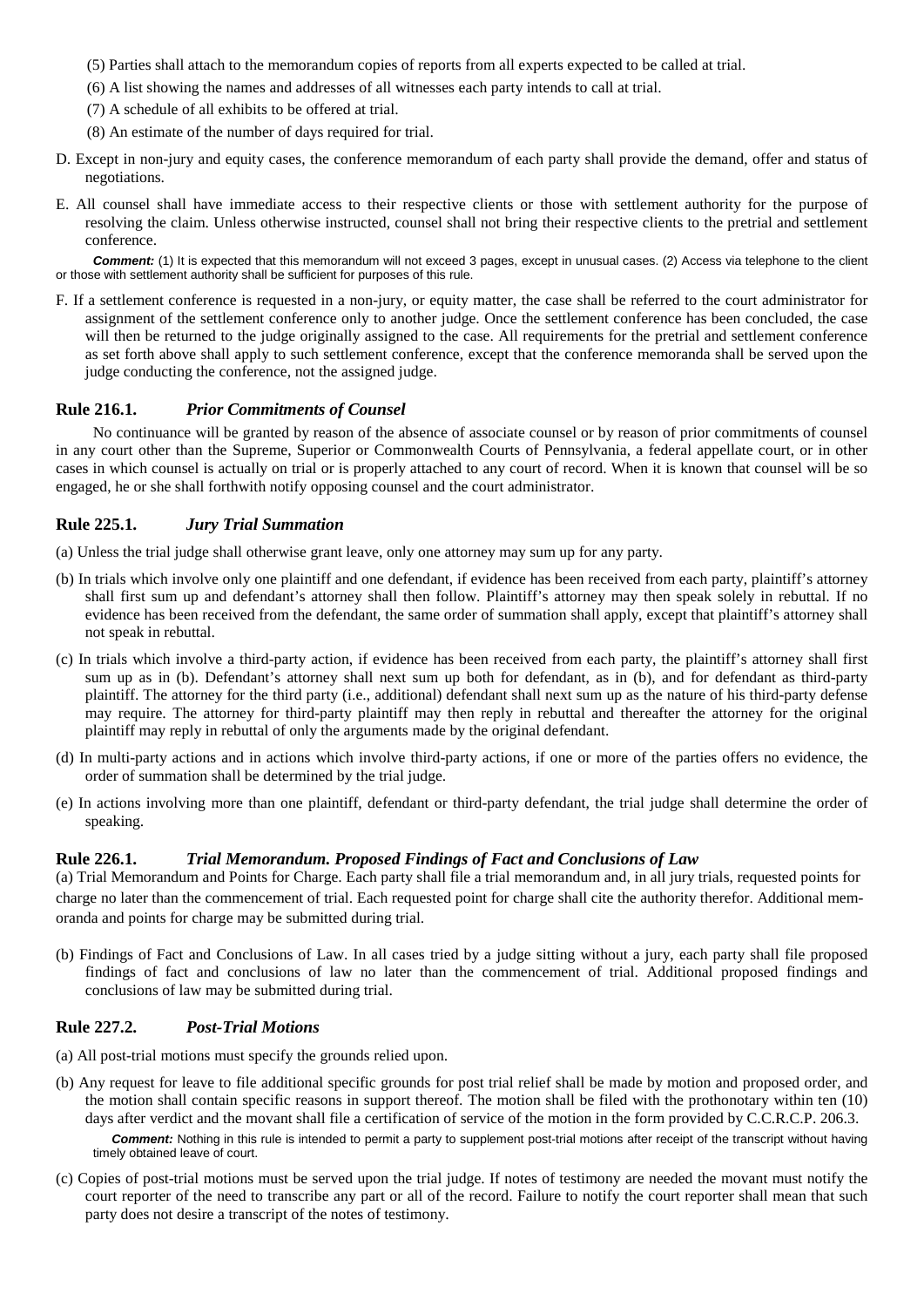(5) Parties shall attach to the memorandum copies of reports from all experts expected to be called at trial.

(6) A list showing the names and addresses of all witnesses each party intends to call at trial.

(7) A schedule of all exhibits to be offered at trial.

(8) An estimate of the number of days required for trial.

D. Except in non-jury and equity cases, the conference memorandum of each party shall provide the demand, offer and status of negotiations.

E. All counsel shall have immediate access to their respective clients or those with settlement authority for the purpose of resolving the claim. Unless otherwise instructed, counsel shall not bring their respective clients to the pretrial and settlement conference.

***Comment:*** (1) It is expected that this memorandum will not exceed 3 pages, except in unusual cases. (2) Access via telephone to the client or those with settlement authority shall be sufficient for purposes of this rule.

F. If a settlement conference is requested in a non-jury, or equity matter, the case shall be referred to the court administrator for assignment of the settlement conference only to another judge. Once the settlement conference has been concluded, the case will then be returned to the judge originally assigned to the case. All requirements for the pretrial and settlement conference as set forth above shall apply to such settlement conference, except that the conference memoranda shall be served upon the judge conducting the conference, not the assigned judge.

## Rule 216.1. *Prior Commitments of Counsel*

No continuance will be granted by reason of the absence of associate counsel or by reason of prior commitments of counsel in any court other than the Supreme, Superior or Commonwealth Courts of Pennsylvania, a federal appellate court, or in other cases in which counsel is actually on trial or is properly attached to any court of record. When it is known that counsel will be so engaged, he or she shall forthwith notify opposing counsel and the court administrator.

## Rule 225.1. *Jury Trial Summation*

(a) Unless the trial judge shall otherwise grant leave, only one attorney may sum up for any party.

(b) In trials which involve only one plaintiff and one defendant, if evidence has been received from each party, plaintiff's attorney shall first sum up and defendant's attorney shall then follow. Plaintiff's attorney may then speak solely in rebuttal. If no evidence has been received from the defendant, the same order of summation shall apply, except that plaintiff's attorney shall not speak in rebuttal.

(c) In trials which involve a third-party action, if evidence has been received from each party, the plaintiff's attorney shall first sum up as in (b). Defendant's attorney shall next sum up both for defendant, as in (b), and for defendant as third-party plaintiff. The attorney for the third party (i.e., additional) defendant shall next sum up as the nature of his third-party defense may require. The attorney for third-party plaintiff may then reply in rebuttal and thereafter the attorney for the original plaintiff may reply in rebuttal of only the arguments made by the original defendant.

(d) In multi-party actions and in actions which involve third-party actions, if one or more of the parties offers no evidence, the order of summation shall be determined by the trial judge.

(e) In actions involving more than one plaintiff, defendant or third-party defendant, the trial judge shall determine the order of speaking.

## Rule 226.1. *Trial Memorandum. Proposed Findings of Fact and Conclusions of Law*

(a) Trial Memorandum and Points for Charge. Each party shall file a trial memorandum and, in all jury trials, requested points for charge no later than the commencement of trial. Each requested point for charge shall cite the authority therefor. Additional memoranda and points for charge may be submitted during trial.

(b) Findings of Fact and Conclusions of Law. In all cases tried by a judge sitting without a jury, each party shall file proposed findings of fact and conclusions of law no later than the commencement of trial. Additional proposed findings and conclusions of law may be submitted during trial.

## Rule 227.2. *Post-Trial Motions*

(a) All post-trial motions must specify the grounds relied upon.

(b) Any request for leave to file additional specific grounds for post trial relief shall be made by motion and proposed order, and the motion shall contain specific reasons in support thereof. The motion shall be filed with the prothonotary within ten (10) days after verdict and the movant shall file a certification of service of the motion in the form provided by C.C.R.C.P. 206.3.

***Comment:*** Nothing in this rule is intended to permit a party to supplement post-trial motions after receipt of the transcript without having timely obtained leave of court.

(c) Copies of post-trial motions must be served upon the trial judge. If notes of testimony are needed the movant must notify the court reporter of the need to transcribe any part or all of the record. Failure to notify the court reporter shall mean that such party does not desire a transcript of the notes of testimony.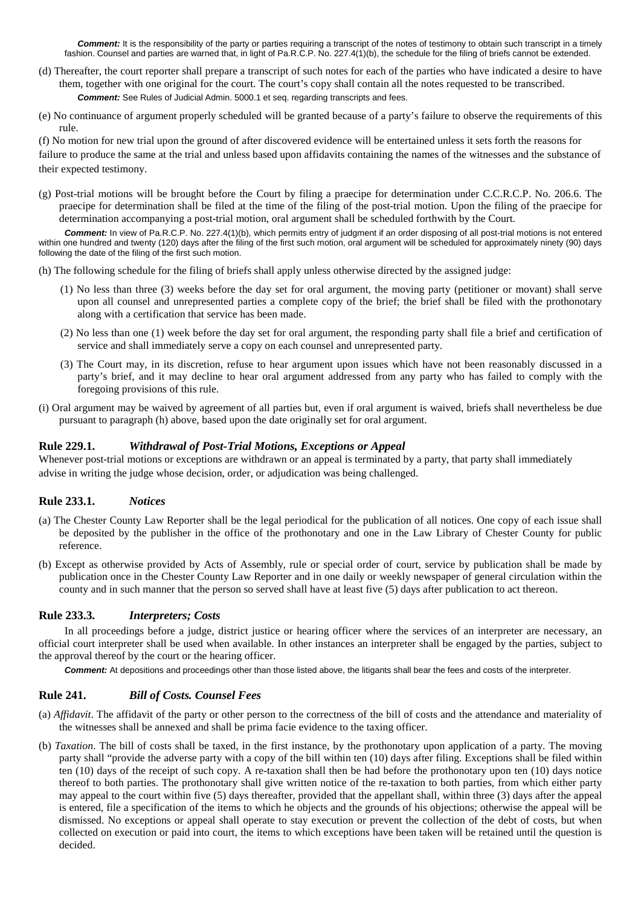*Comment:* It is the responsibility of the party or parties requiring a transcript of the notes of testimony to obtain such transcript in a timely fashion. Counsel and parties are warned that, in light of Pa.R.C.P. No. 227.4(1)(b), the schedule for the filing of briefs cannot be extended.

(d) Thereafter, the court reporter shall prepare a transcript of such notes for each of the parties who have indicated a desire to have them, together with one original for the court. The court's copy shall contain all the notes requested to be transcribed.

*Comment:* See Rules of Judicial Admin. 5000.1 et seq. regarding transcripts and fees.

(e) No continuance of argument properly scheduled will be granted because of a party's failure to observe the requirements of this rule.

(f) No motion for new trial upon the ground of after discovered evidence will be entertained unless it sets forth the reasons for failure to produce the same at the trial and unless based upon affidavits containing the names of the witnesses and the substance of their expected testimony.

(g) Post-trial motions will be brought before the Court by filing a praecipe for determination under C.C.R.C.P. No. 206.6. The praecipe for determination shall be filed at the time of the filing of the post-trial motion. Upon the filing of the praecipe for determination accompanying a post-trial motion, oral argument shall be scheduled forthwith by the Court.

*Comment:* In view of Pa.R.C.P. No. 227.4(1)(b), which permits entry of judgment if an order disposing of all post-trial motions is not entered within one hundred and twenty (120) days after the filing of the first such motion, oral argument will be scheduled for approximately ninety (90) days following the date of the filing of the first such motion.

(h) The following schedule for the filing of briefs shall apply unless otherwise directed by the assigned judge:

(1) No less than three (3) weeks before the day set for oral argument, the moving party (petitioner or movant) shall serve upon all counsel and unrepresented parties a complete copy of the brief; the brief shall be filed with the prothonotary along with a certification that service has been made.

(2) No less than one (1) week before the day set for oral argument, the responding party shall file a brief and certification of service and shall immediately serve a copy on each counsel and unrepresented party.

(3) The Court may, in its discretion, refuse to hear argument upon issues which have not been reasonably discussed in a party's brief, and it may decline to hear oral argument addressed from any party who has failed to comply with the foregoing provisions of this rule.

(i) Oral argument may be waived by agreement of all parties but, even if oral argument is waived, briefs shall nevertheless be due pursuant to paragraph (h) above, based upon the date originally set for oral argument.

### Rule 229.1. *Withdrawal of Post-Trial Motions, Exceptions or Appeal*

Whenever post-trial motions or exceptions are withdrawn or an appeal is terminated by a party, that party shall immediately advise in writing the judge whose decision, order, or adjudication was being challenged.

### Rule 233.1. *Notices*

(a) The Chester County Law Reporter shall be the legal periodical for the publication of all notices. One copy of each issue shall be deposited by the publisher in the office of the prothonotary and one in the Law Library of Chester County for public reference.

(b) Except as otherwise provided by Acts of Assembly, rule or special order of court, service by publication shall be made by publication once in the Chester County Law Reporter and in one daily or weekly newspaper of general circulation within the county and in such manner that the person so served shall have at least five (5) days after publication to act thereon.

### Rule 233.3. *Interpreters; Costs*

In all proceedings before a judge, district justice or hearing officer where the services of an interpreter are necessary, an official court interpreter shall be used when available. In other instances an interpreter shall be engaged by the parties, subject to the approval thereof by the court or the hearing officer.

*Comment:* At depositions and proceedings other than those listed above, the litigants shall bear the fees and costs of the interpreter.

### Rule 241. *Bill of Costs. Counsel Fees*

(a) *Affidavit*. The affidavit of the party or other person to the correctness of the bill of costs and the attendance and materiality of the witnesses shall be annexed and shall be prima facie evidence to the taxing officer.

(b) *Taxation*. The bill of costs shall be taxed, in the first instance, by the prothonotary upon application of a party. The moving party shall "provide the adverse party with a copy of the bill within ten (10) days after filing. Exceptions shall be filed within ten (10) days of the receipt of such copy. A re-taxation shall then be had before the prothonotary upon ten (10) days notice thereof to both parties. The prothonotary shall give written notice of the re-taxation to both parties, from which either party may appeal to the court within five (5) days thereafter, provided that the appellant shall, within three (3) days after the appeal is entered, file a specification of the items to which he objects and the grounds of his objections; otherwise the appeal will be dismissed. No exceptions or appeal shall operate to stay execution or prevent the collection of the debt of costs, but when collected on execution or paid into court, the items to which exceptions have been taken will be retained until the question is decided.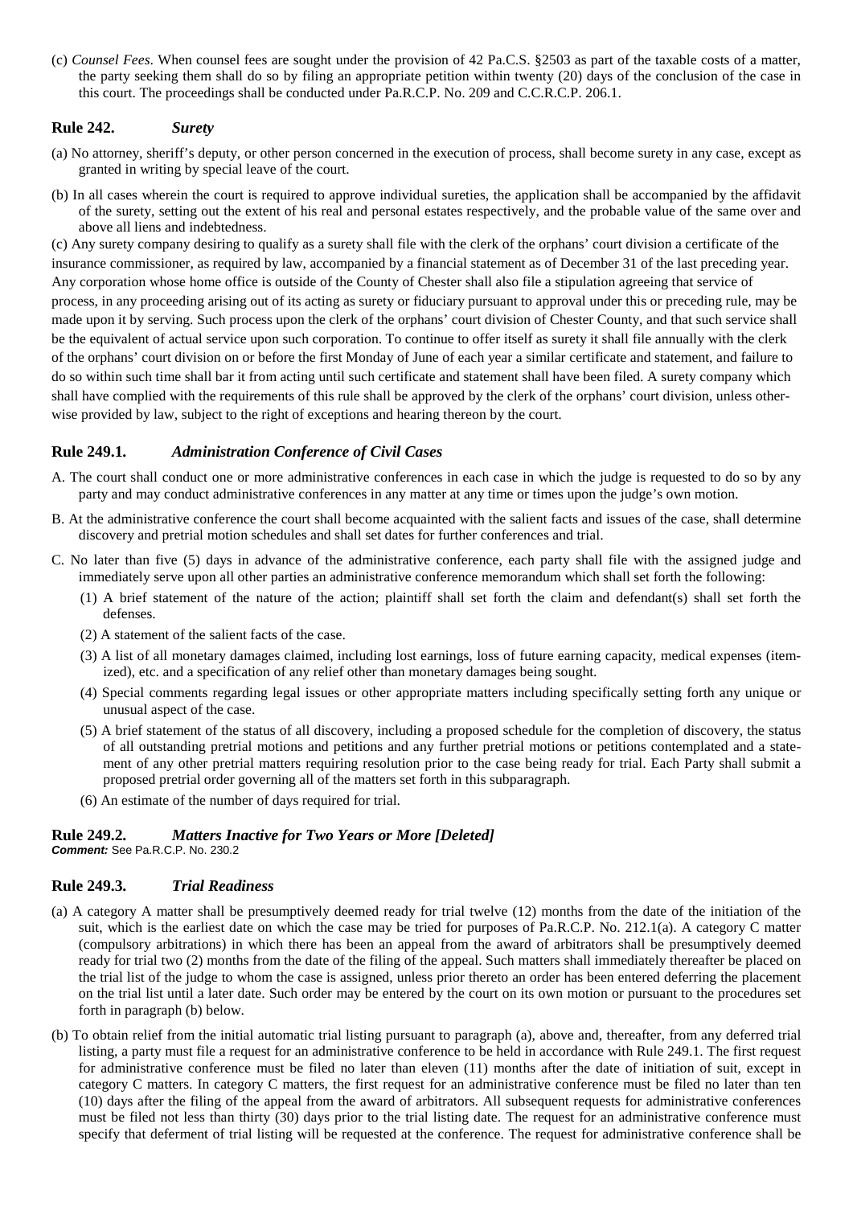(c) *Counsel Fees*. When counsel fees are sought under the provision of 42 Pa.C.S. §2503 as part of the taxable costs of a matter, the party seeking them shall do so by filing an appropriate petition within twenty (20) days of the conclusion of the case in this court. The proceedings shall be conducted under Pa.R.C.P. No. 209 and C.C.R.C.P. 206.1.

## Rule 242. *Surety*

(a) No attorney, sheriff's deputy, or other person concerned in the execution of process, shall become surety in any case, except as granted in writing by special leave of the court.

(b) In all cases wherein the court is required to approve individual sureties, the application shall be accompanied by the affidavit of the surety, setting out the extent of his real and personal estates respectively, and the probable value of the same over and above all liens and indebtedness.

(c) Any surety company desiring to qualify as a surety shall file with the clerk of the orphans' court division a certificate of the insurance commissioner, as required by law, accompanied by a financial statement as of December 31 of the last preceding year. Any corporation whose home office is outside of the County of Chester shall also file a stipulation agreeing that service of process, in any proceeding arising out of its acting as surety or fiduciary pursuant to approval under this or preceding rule, may be made upon it by serving. Such process upon the clerk of the orphans' court division of Chester County, and that such service shall be the equivalent of actual service upon such corporation. To continue to offer itself as surety it shall file annually with the clerk of the orphans' court division on or before the first Monday of June of each year a similar certificate and statement, and failure to do so within such time shall bar it from acting until such certificate and statement shall have been filed. A surety company which shall have complied with the requirements of this rule shall be approved by the clerk of the orphans' court division, unless otherwise provided by law, subject to the right of exceptions and hearing thereon by the court.

## Rule 249.1. *Administration Conference of Civil Cases*

A. The court shall conduct one or more administrative conferences in each case in which the judge is requested to do so by any party and may conduct administrative conferences in any matter at any time or times upon the judge's own motion.

B. At the administrative conference the court shall become acquainted with the salient facts and issues of the case, shall determine discovery and pretrial motion schedules and shall set dates for further conferences and trial.

C. No later than five (5) days in advance of the administrative conference, each party shall file with the assigned judge and immediately serve upon all other parties an administrative conference memorandum which shall set forth the following:

(1) A brief statement of the nature of the action; plaintiff shall set forth the claim and defendant(s) shall set forth the defenses.

(2) A statement of the salient facts of the case.

(3) A list of all monetary damages claimed, including lost earnings, loss of future earning capacity, medical expenses (itemized), etc. and a specification of any relief other than monetary damages being sought.

(4) Special comments regarding legal issues or other appropriate matters including specifically setting forth any unique or unusual aspect of the case.

(5) A brief statement of the status of all discovery, including a proposed schedule for the completion of discovery, the status of all outstanding pretrial motions and petitions and any further pretrial motions or petitions contemplated and a statement of any other pretrial matters requiring resolution prior to the case being ready for trial. Each Party shall submit a proposed pretrial order governing all of the matters set forth in this subparagraph.

(6) An estimate of the number of days required for trial.

## Rule 249.2. *Matters Inactive for Two Years or More [Deleted]*

***Comment:*** See Pa.R.C.P. No. 230.2

## Rule 249.3. *Trial Readiness*

(a) A category A matter shall be presumptively deemed ready for trial twelve (12) months from the date of the initiation of the suit, which is the earliest date on which the case may be tried for purposes of Pa.R.C.P. No. 212.1(a). A category C matter (compulsory arbitrations) in which there has been an appeal from the award of arbitrators shall be presumptively deemed ready for trial two (2) months from the date of the filing of the appeal. Such matters shall immediately thereafter be placed on the trial list of the judge to whom the case is assigned, unless prior thereto an order has been entered deferring the placement on the trial list until a later date. Such order may be entered by the court on its own motion or pursuant to the procedures set forth in paragraph (b) below.

(b) To obtain relief from the initial automatic trial listing pursuant to paragraph (a), above and, thereafter, from any deferred trial listing, a party must file a request for an administrative conference to be held in accordance with Rule 249.1. The first request for administrative conference must be filed no later than eleven (11) months after the date of initiation of suit, except in category C matters. In category C matters, the first request for an administrative conference must be filed no later than ten (10) days after the filing of the appeal from the award of arbitrators. All subsequent requests for administrative conferences must be filed not less than thirty (30) days prior to the trial listing date. The request for an administrative conference must specify that deferment of trial listing will be requested at the conference. The request for administrative conference shall be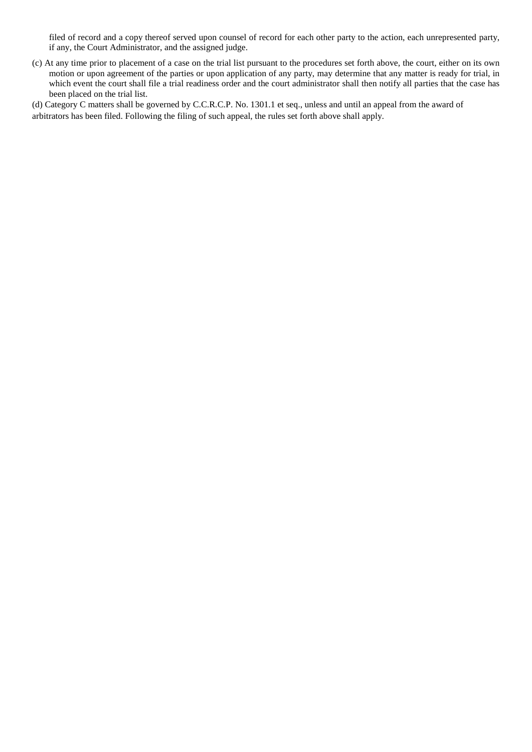filed of record and a copy thereof served upon counsel of record for each other party to the action, each unrepresented party, if any, the Court Administrator, and the assigned judge.

(c) At any time prior to placement of a case on the trial list pursuant to the procedures set forth above, the court, either on its own motion or upon agreement of the parties or upon application of any party, may determine that any matter is ready for trial, in which event the court shall file a trial readiness order and the court administrator shall then notify all parties that the case has been placed on the trial list.

(d) Category C matters shall be governed by C.C.R.C.P. No. 1301.1 et seq., unless and until an appeal from the award of arbitrators has been filed. Following the filing of such appeal, the rules set forth above shall apply.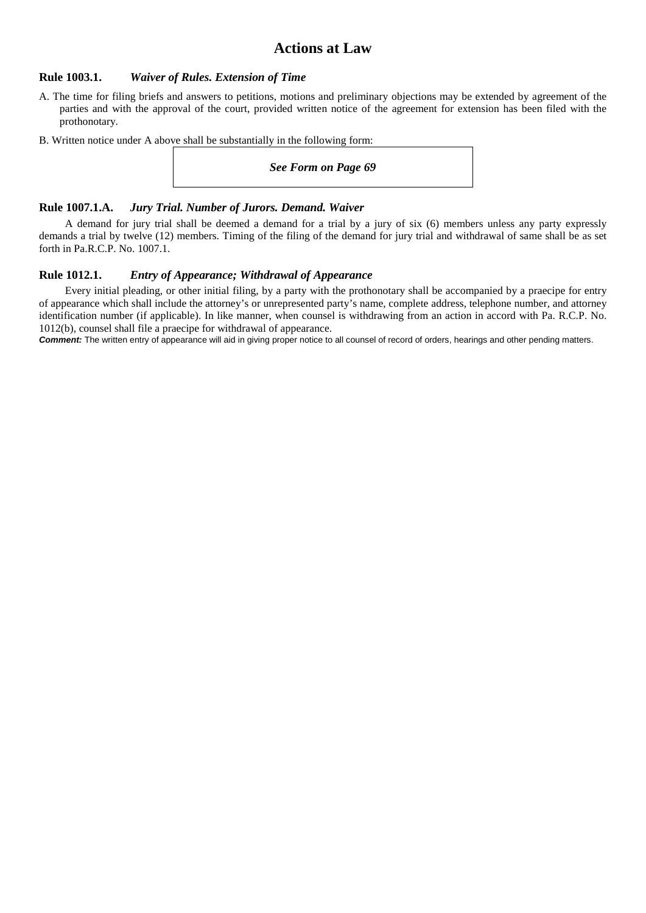# Actions at Law

### Rule 1003.1. *Waiver of Rules. Extension of Time*

A. The time for filing briefs and answers to petitions, motions and preliminary objections may be extended by agreement of the parties and with the approval of the court, provided written notice of the agreement for extension has been filed with the prothonotary.

B. Written notice under A above shall be substantially in the following form:

> ***See Form on Page 69***

### Rule 1007.1.A. *Jury Trial. Number of Jurors. Demand. Waiver*

A demand for jury trial shall be deemed a demand for a trial by a jury of six (6) members unless any party expressly demands a trial by twelve (12) members. Timing of the filing of the demand for jury trial and withdrawal of same shall be as set forth in Pa.R.C.P. No. 1007.1.

### Rule 1012.1. *Entry of Appearance; Withdrawal of Appearance*

Every initial pleading, or other initial filing, by a party with the prothonotary shall be accompanied by a praecipe for entry of appearance which shall include the attorney's or unrepresented party's name, complete address, telephone number, and attorney identification number (if applicable). In like manner, when counsel is withdrawing from an action in accord with Pa. R.C.P. No. 1012(b), counsel shall file a praecipe for withdrawal of appearance.

***Comment:*** The written entry of appearance will aid in giving proper notice to all counsel of record of orders, hearings and other pending matters.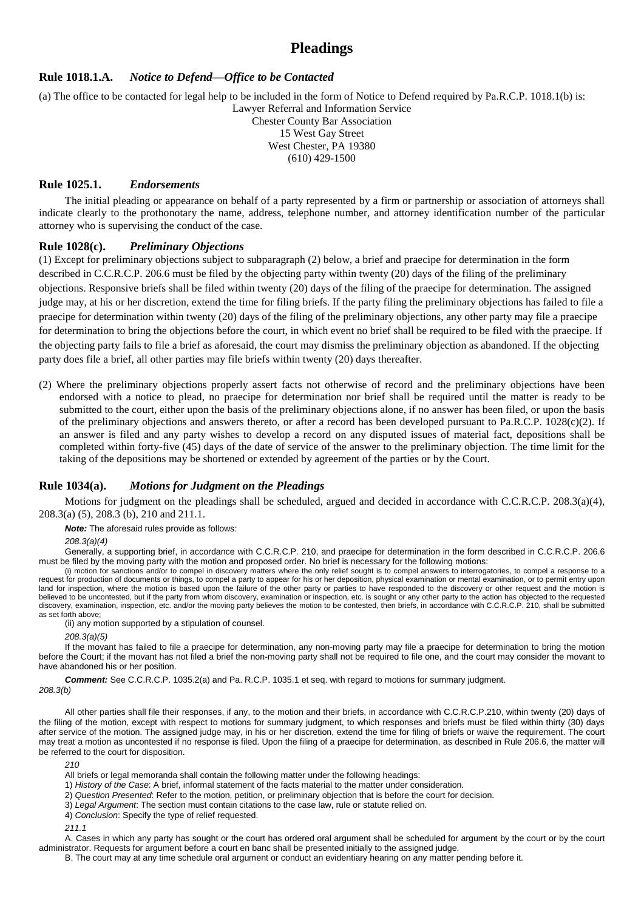# Pleadings

### Rule 1018.1.A. *Notice to Defend—Office to be Contacted*

(a) The office to be contacted for legal help to be included in the form of Notice to Defend required by Pa.R.C.P. 1018.1(b) is:

Lawyer Referral and Information Service
Chester County Bar Association
15 West Gay Street
West Chester, PA 19380
(610) 429-1500

### Rule 1025.1. *Endorsements*

The initial pleading or appearance on behalf of a party represented by a firm or partnership or association of attorneys shall indicate clearly to the prothonotary the name, address, telephone number, and attorney identification number of the particular attorney who is supervising the conduct of the case.

### Rule 1028(c). *Preliminary Objections*

(1) Except for preliminary objections subject to subparagraph (2) below, a brief and praecipe for determination in the form described in C.C.R.C.P. 206.6 must be filed by the objecting party within twenty (20) days of the filing of the preliminary objections. Responsive briefs shall be filed within twenty (20) days of the filing of the praecipe for determination. The assigned judge may, at his or her discretion, extend the time for filing briefs. If the party filing the preliminary objections has failed to file a praecipe for determination within twenty (20) days of the filing of the preliminary objections, any other party may file a praecipe for determination to bring the objections before the court, in which event no brief shall be required to be filed with the praecipe. If the objecting party fails to file a brief as aforesaid, the court may dismiss the preliminary objection as abandoned. If the objecting party does file a brief, all other parties may file briefs within twenty (20) days thereafter.

(2) Where the preliminary objections properly assert facts not otherwise of record and the preliminary objections have been endorsed with a notice to plead, no praecipe for determination nor brief shall be required until the matter is ready to be submitted to the court, either upon the basis of the preliminary objections alone, if no answer has been filed, or upon the basis of the preliminary objections and answers thereto, or after a record has been developed pursuant to Pa.R.C.P. 1028(c)(2). If an answer is filed and any party wishes to develop a record on any disputed issues of material fact, depositions shall be completed within forty-five (45) days of the date of service of the answer to the preliminary objection. The time limit for the taking of the depositions may be shortened or extended by agreement of the parties or by the Court.

### Rule 1034(a). *Motions for Judgment on the Pleadings*

Motions for judgment on the pleadings shall be scheduled, argued and decided in accordance with C.C.R.C.P. 208.3(a)(4), 208.3(a) (5), 208.3 (b), 210 and 211.1.

***Note:*** The aforesaid rules provide as follows:

*208.3(a)(4)*

Generally, a supporting brief, in accordance with C.C.R.C.P. 210, and praecipe for determination in the form described in C.C.R.C.P. 206.6 must be filed by the moving party with the motion and proposed order. No brief is necessary for the following motions:

(i) motion for sanctions and/or to compel in discovery matters where the only relief sought is to compel answers to interrogatories, to compel a response to a request for production of documents or things, to compel a party to appear for his or her deposition, physical examination or mental examination, or to permit entry upon land for inspection, where the motion is based upon the failure of the other party or parties to have responded to the discovery or other request and the motion is believed to be uncontested, but if the party from whom discovery, examination or inspection, etc. is sought or any other party to the action has objected to the requested discovery, examination, inspection, etc. and/or the moving party believes the motion to be contested, then briefs, in accordance with C.C.R.C.P. 210, shall be submitted as set forth above;

(ii) any motion supported by a stipulation of counsel.

*208.3(a)(5)*

If the movant has failed to file a praecipe for determination, any non-moving party may file a praecipe for determination to bring the motion before the Court; if the movant has not filed a brief the non-moving party shall not be required to file one, and the court may consider the movant to have abandoned his or her position.

***Comment:*** See C.C.R.C.P. 1035.2(a) and Pa. R.C.P. 1035.1 et seq. with regard to motions for summary judgment.

*208.3(b)*

All other parties shall file their responses, if any, to the motion and their briefs, in accordance with C.C.R.C.P.210, within twenty (20) days of the filing of the motion, except with respect to motions for summary judgment, to which responses and briefs must be filed within thirty (30) days after service of the motion. The assigned judge may, in his or her discretion, extend the time for filing of briefs or waive the requirement. The court may treat a motion as uncontested if no response is filed. Upon the filing of a praecipe for determination, as described in Rule 206.6, the matter will be referred to the court for disposition.

*210*

All briefs or legal memoranda shall contain the following matter under the following headings:

1) *History of the Case*: A brief, informal statement of the facts material to the matter under consideration.

2) *Question Presented*: Refer to the motion, petition, or preliminary objection that is before the court for decision.

3) *Legal Argument*: The section must contain citations to the case law, rule or statute relied on.

4) *Conclusion*: Specify the type of relief requested.

*211.1*

A. Cases in which any party has sought or the court has ordered oral argument shall be scheduled for argument by the court or by the court administrator. Requests for argument before a court en banc shall be presented initially to the assigned judge.

B. The court may at any time schedule oral argument or conduct an evidentiary hearing on any matter pending before it.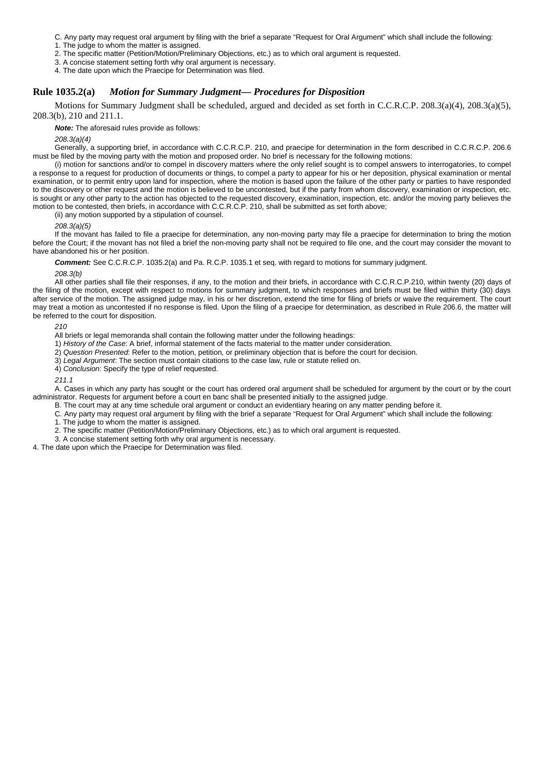C. Any party may request oral argument by filing with the brief a separate "Request for Oral Argument" which shall include the following:

1. The judge to whom the matter is assigned.
2. The specific matter (Petition/Motion/Preliminary Objections, etc.) as to which oral argument is requested.
3. A concise statement setting forth why oral argument is necessary.
4. The date upon which the Praecipe for Determination was filed.

## Rule 1035.2(a) *Motion for Summary Judgment— Procedures for Disposition*

Motions for Summary Judgment shall be scheduled, argued and decided as set forth in C.C.R.C.P. 208.3(a)(4), 208.3(a)(5), 208.3(b), 210 and 211.1.

***Note:*** The aforesaid rules provide as follows:

*208.3(a)(4)*

Generally, a supporting brief, in accordance with C.C.R.C.P. 210, and praecipe for determination in the form described in C.C.R.C.P. 206.6 must be filed by the moving party with the motion and proposed order. No brief is necessary for the following motions:

(i) motion for sanctions and/or to compel in discovery matters where the only relief sought is to compel answers to interrogatories, to compel a response to a request for production of documents or things, to compel a party to appear for his or her deposition, physical examination or mental examination, or to permit entry upon land for inspection, where the motion is based upon the failure of the other party or parties to have responded to the discovery or other request and the motion is believed to be uncontested, but if the party from whom discovery, examination or inspection, etc. is sought or any other party to the action has objected to the requested discovery, examination, inspection, etc. and/or the moving party believes the motion to be contested, then briefs, in accordance with C.C.R.C.P. 210, shall be submitted as set forth above;

(ii) any motion supported by a stipulation of counsel.

*208.3(a)(5)*

If the movant has failed to file a praecipe for determination, any non-moving party may file a praecipe for determination to bring the motion before the Court; if the movant has not filed a brief the non-moving party shall not be required to file one, and the court may consider the movant to have abandoned his or her position.

***Comment:*** See C.C.R.C.P. 1035.2(a) and Pa. R.C.P. 1035.1 et seq. with regard to motions for summary judgment.

*208.3(b)*

All other parties shall file their responses, if any, to the motion and their briefs, in accordance with C.C.R.C.P.210, within twenty (20) days of the filing of the motion, except with respect to motions for summary judgment, to which responses and briefs must be filed within thirty (30) days after service of the motion. The assigned judge may, in his or her discretion, extend the time for filing of briefs or waive the requirement. The court may treat a motion as uncontested if no response is filed. Upon the filing of a praecipe for determination, as described in Rule 206.6, the matter will be referred to the court for disposition.

*210*

All briefs or legal memoranda shall contain the following matter under the following headings:

1) *History of the Case*: A brief, informal statement of the facts material to the matter under consideration.

2) *Question Presented*: Refer to the motion, petition, or preliminary objection that is before the court for decision.

3) *Legal Argument*: The section must contain citations to the case law, rule or statute relied on.

4) *Conclusion*: Specify the type of relief requested.

*211.1*

A. Cases in which any party has sought or the court has ordered oral argument shall be scheduled for argument by the court or by the court administrator. Requests for argument before a court en banc shall be presented initially to the assigned judge.

B. The court may at any time schedule oral argument or conduct an evidentiary hearing on any matter pending before it.

C. Any party may request oral argument by filing with the brief a separate "Request for Oral Argument" which shall include the following:

1. The judge to whom the matter is assigned.
2. The specific matter (Petition/Motion/Preliminary Objections, etc.) as to which oral argument is requested.
3. A concise statement setting forth why oral argument is necessary.
4. The date upon which the Praecipe for Determination was filed.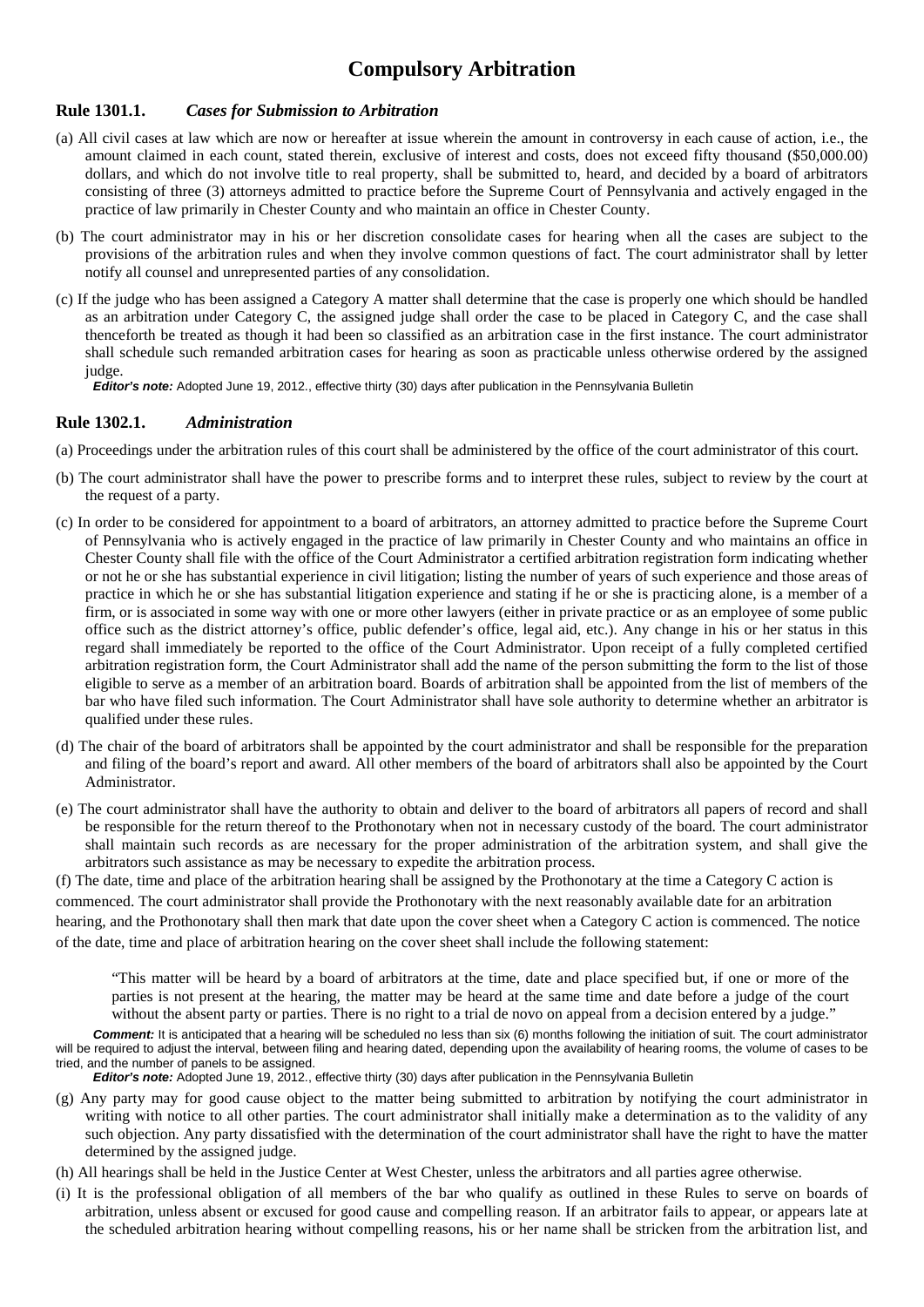# Compulsory Arbitration

### Rule 1301.1. *Cases for Submission to Arbitration*

(a) All civil cases at law which are now or hereafter at issue wherein the amount in controversy in each cause of action, i.e., the amount claimed in each count, stated therein, exclusive of interest and costs, does not exceed fifty thousand ($50,000.00) dollars, and which do not involve title to real property, shall be submitted to, heard, and decided by a board of arbitrators consisting of three (3) attorneys admitted to practice before the Supreme Court of Pennsylvania and actively engaged in the practice of law primarily in Chester County and who maintain an office in Chester County.

(b) The court administrator may in his or her discretion consolidate cases for hearing when all the cases are subject to the provisions of the arbitration rules and when they involve common questions of fact. The court administrator shall by letter notify all counsel and unrepresented parties of any consolidation.

(c) If the judge who has been assigned a Category A matter shall determine that the case is properly one which should be handled as an arbitration under Category C, the assigned judge shall order the case to be placed in Category C, and the case shall thenceforth be treated as though it had been so classified as an arbitration case in the first instance. The court administrator shall schedule such remanded arbitration cases for hearing as soon as practicable unless otherwise ordered by the assigned judge.

***Editor's note:*** Adopted June 19, 2012., effective thirty (30) days after publication in the Pennsylvania Bulletin

### Rule 1302.1. *Administration*

(a) Proceedings under the arbitration rules of this court shall be administered by the office of the court administrator of this court.

(b) The court administrator shall have the power to prescribe forms and to interpret these rules, subject to review by the court at the request of a party.

(c) In order to be considered for appointment to a board of arbitrators, an attorney admitted to practice before the Supreme Court of Pennsylvania who is actively engaged in the practice of law primarily in Chester County and who maintains an office in Chester County shall file with the office of the Court Administrator a certified arbitration registration form indicating whether or not he or she has substantial experience in civil litigation; listing the number of years of such experience and those areas of practice in which he or she has substantial litigation experience and stating if he or she is practicing alone, is a member of a firm, or is associated in some way with one or more other lawyers (either in private practice or as an employee of some public office such as the district attorney's office, public defender's office, legal aid, etc.). Any change in his or her status in this regard shall immediately be reported to the office of the Court Administrator. Upon receipt of a fully completed certified arbitration registration form, the Court Administrator shall add the name of the person submitting the form to the list of those eligible to serve as a member of an arbitration board. Boards of arbitration shall be appointed from the list of members of the bar who have filed such information. The Court Administrator shall have sole authority to determine whether an arbitrator is qualified under these rules.

(d) The chair of the board of arbitrators shall be appointed by the court administrator and shall be responsible for the preparation and filing of the board's report and award. All other members of the board of arbitrators shall also be appointed by the Court Administrator.

(e) The court administrator shall have the authority to obtain and deliver to the board of arbitrators all papers of record and shall be responsible for the return thereof to the Prothonotary when not in necessary custody of the board. The court administrator shall maintain such records as are necessary for the proper administration of the arbitration system, and shall give the arbitrators such assistance as may be necessary to expedite the arbitration process.

(f) The date, time and place of the arbitration hearing shall be assigned by the Prothonotary at the time a Category C action is commenced. The court administrator shall provide the Prothonotary with the next reasonably available date for an arbitration hearing, and the Prothonotary shall then mark that date upon the cover sheet when a Category C action is commenced. The notice of the date, time and place of arbitration hearing on the cover sheet shall include the following statement:

> "This matter will be heard by a board of arbitrators at the time, date and place specified but, if one or more of the parties is not present at the hearing, the matter may be heard at the same time and date before a judge of the court without the absent party or parties. There is no right to a trial de novo on appeal from a decision entered by a judge."

***Comment:*** It is anticipated that a hearing will be scheduled no less than six (6) months following the initiation of suit. The court administrator will be required to adjust the interval, between filing and hearing dated, depending upon the availability of hearing rooms, the volume of cases to be tried, and the number of panels to be assigned.

***Editor's note:*** Adopted June 19, 2012., effective thirty (30) days after publication in the Pennsylvania Bulletin

(g) Any party may for good cause object to the matter being submitted to arbitration by notifying the court administrator in writing with notice to all other parties. The court administrator shall initially make a determination as to the validity of any such objection. Any party dissatisfied with the determination of the court administrator shall have the right to have the matter determined by the assigned judge.

(h) All hearings shall be held in the Justice Center at West Chester, unless the arbitrators and all parties agree otherwise.

(i) It is the professional obligation of all members of the bar who qualify as outlined in these Rules to serve on boards of arbitration, unless absent or excused for good cause and compelling reason. If an arbitrator fails to appear, or appears late at the scheduled arbitration hearing without compelling reasons, his or her name shall be stricken from the arbitration list, and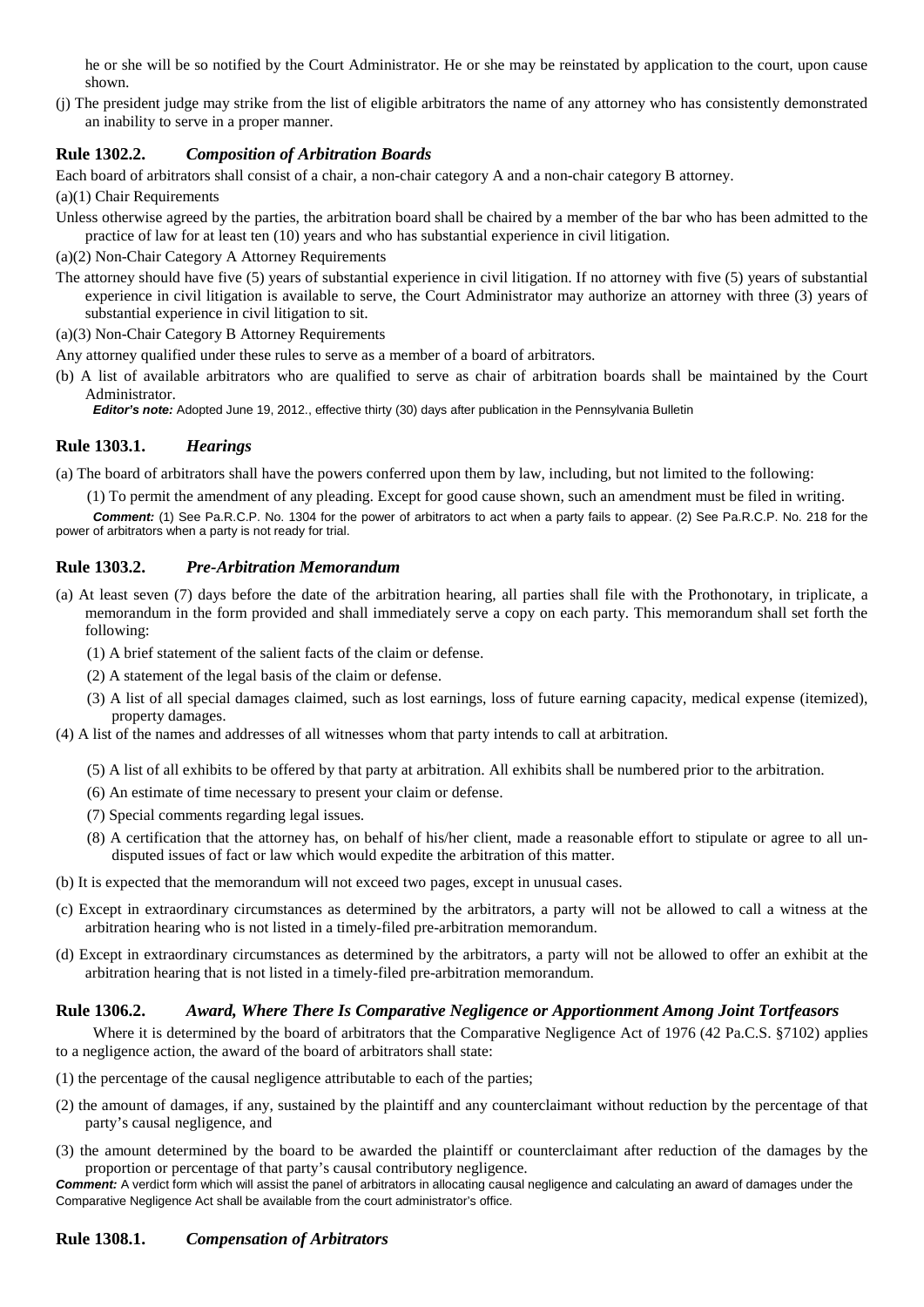he or she will be so notified by the Court Administrator. He or she may be reinstated by application to the court, upon cause shown.

(j) The president judge may strike from the list of eligible arbitrators the name of any attorney who has consistently demonstrated an inability to serve in a proper manner.

### Rule 1302.2. *Composition of Arbitration Boards*

Each board of arbitrators shall consist of a chair, a non-chair category A and a non-chair category B attorney.

(a)(1) Chair Requirements

Unless otherwise agreed by the parties, the arbitration board shall be chaired by a member of the bar who has been admitted to the practice of law for at least ten (10) years and who has substantial experience in civil litigation.

(a)(2) Non-Chair Category A Attorney Requirements

The attorney should have five (5) years of substantial experience in civil litigation. If no attorney with five (5) years of substantial experience in civil litigation is available to serve, the Court Administrator may authorize an attorney with three (3) years of substantial experience in civil litigation to sit.

(a)(3) Non-Chair Category B Attorney Requirements

Any attorney qualified under these rules to serve as a member of a board of arbitrators.

(b) A list of available arbitrators who are qualified to serve as chair of arbitration boards shall be maintained by the Court Administrator.

***Editor's note:*** Adopted June 19, 2012., effective thirty (30) days after publication in the Pennsylvania Bulletin

### Rule 1303.1. *Hearings*

(a) The board of arbitrators shall have the powers conferred upon them by law, including, but not limited to the following:

(1) To permit the amendment of any pleading. Except for good cause shown, such an amendment must be filed in writing.

***Comment:*** (1) See Pa.R.C.P. No. 1304 for the power of arbitrators to act when a party fails to appear. (2) See Pa.R.C.P. No. 218 for the power of arbitrators when a party is not ready for trial.

### Rule 1303.2. *Pre-Arbitration Memorandum*

(a) At least seven (7) days before the date of the arbitration hearing, all parties shall file with the Prothonotary, in triplicate, a memorandum in the form provided and shall immediately serve a copy on each party. This memorandum shall set forth the following:

(1) A brief statement of the salient facts of the claim or defense.

(2) A statement of the legal basis of the claim or defense.

(3) A list of all special damages claimed, such as lost earnings, loss of future earning capacity, medical expense (itemized), property damages.

(4) A list of the names and addresses of all witnesses whom that party intends to call at arbitration.

(5) A list of all exhibits to be offered by that party at arbitration. All exhibits shall be numbered prior to the arbitration.

(6) An estimate of time necessary to present your claim or defense.

(7) Special comments regarding legal issues.

(8) A certification that the attorney has, on behalf of his/her client, made a reasonable effort to stipulate or agree to all un-disputed issues of fact or law which would expedite the arbitration of this matter.

(b) It is expected that the memorandum will not exceed two pages, except in unusual cases.

(c) Except in extraordinary circumstances as determined by the arbitrators, a party will not be allowed to call a witness at the arbitration hearing who is not listed in a timely-filed pre-arbitration memorandum.

(d) Except in extraordinary circumstances as determined by the arbitrators, a party will not be allowed to offer an exhibit at the arbitration hearing that is not listed in a timely-filed pre-arbitration memorandum.

### Rule 1306.2. *Award, Where There Is Comparative Negligence or Apportionment Among Joint Tortfeasors*

Where it is determined by the board of arbitrators that the Comparative Negligence Act of 1976 (42 Pa.C.S. §7102) applies to a negligence action, the award of the board of arbitrators shall state:

(1) the percentage of the causal negligence attributable to each of the parties;

(2) the amount of damages, if any, sustained by the plaintiff and any counterclaimant without reduction by the percentage of that party's causal negligence, and

(3) the amount determined by the board to be awarded the plaintiff or counterclaimant after reduction of the damages by the proportion or percentage of that party's causal contributory negligence.

***Comment:*** A verdict form which will assist the panel of arbitrators in allocating causal negligence and calculating an award of damages under the Comparative Negligence Act shall be available from the court administrator's office.

### Rule 1308.1. *Compensation of Arbitrators*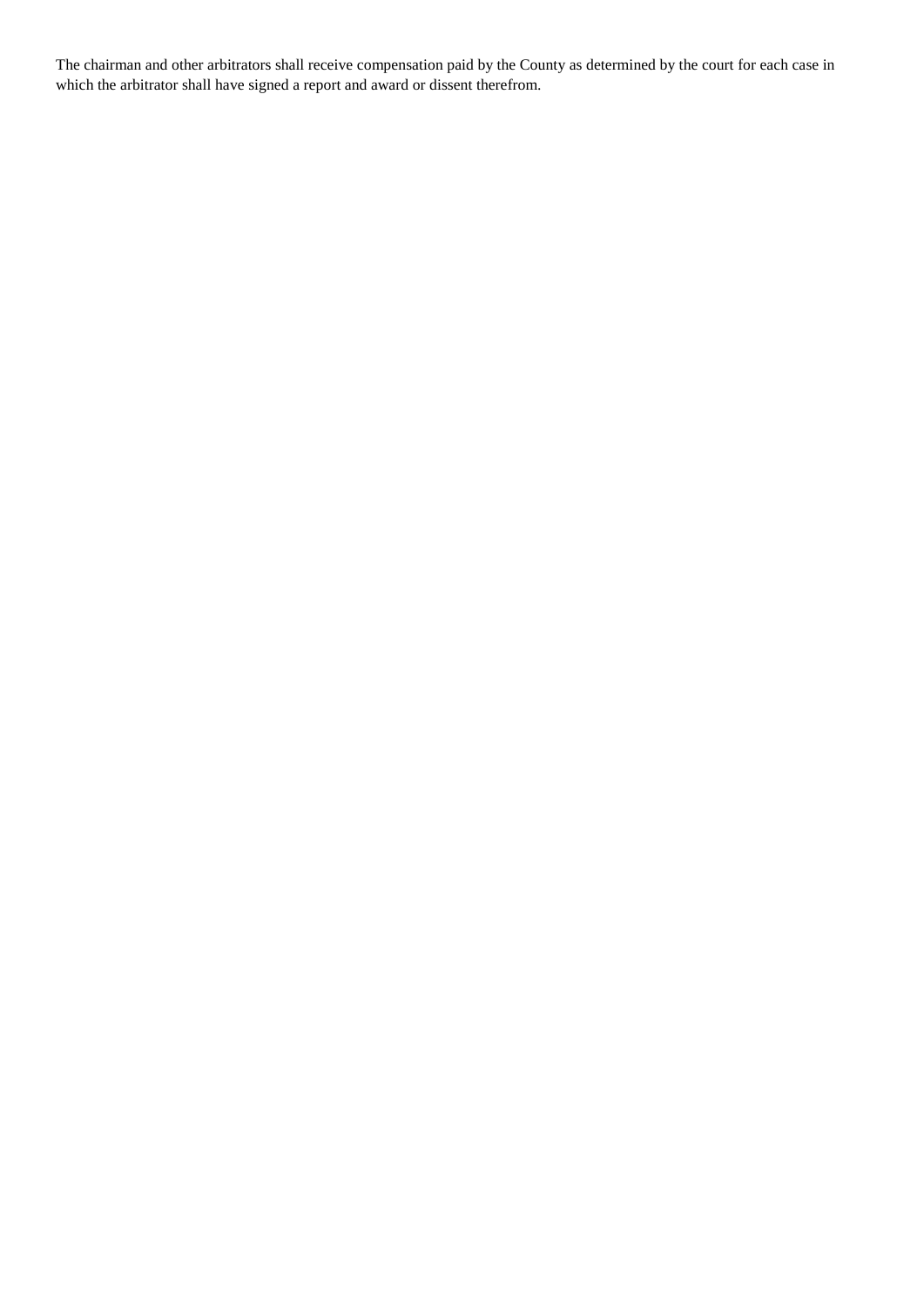The chairman and other arbitrators shall receive compensation paid by the County as determined by the court for each case in which the arbitrator shall have signed a report and award or dissent therefrom.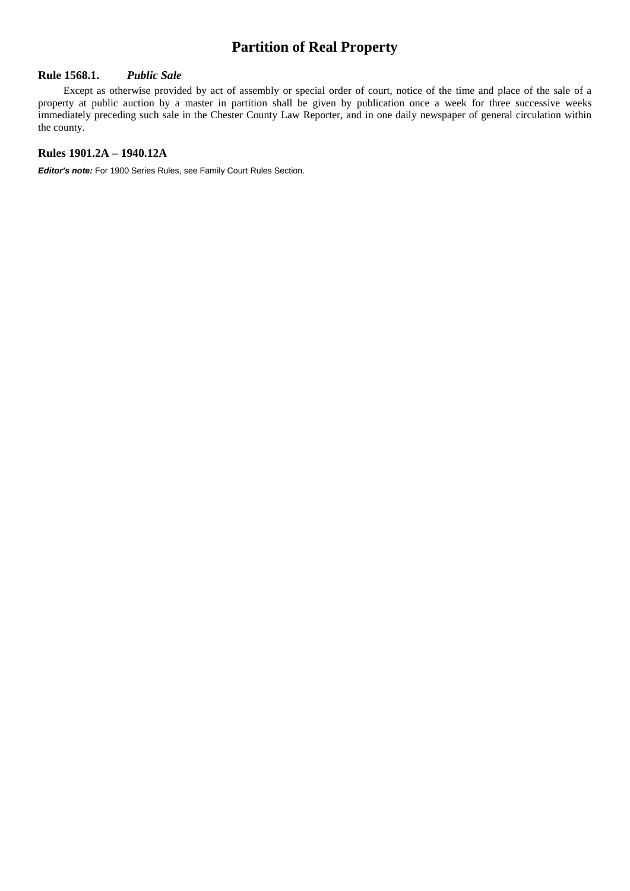# Partition of Real Property

### Rule 1568.1. *Public Sale*

Except as otherwise provided by act of assembly or special order of court, notice of the time and place of the sale of a property at public auction by a master in partition shall be given by publication once a week for three successive weeks immediately preceding such sale in the Chester County Law Reporter, and in one daily newspaper of general circulation within the county.

### Rules 1901.2A – 1940.12A

***Editor's note:*** For 1900 Series Rules, see Family Court Rules Section.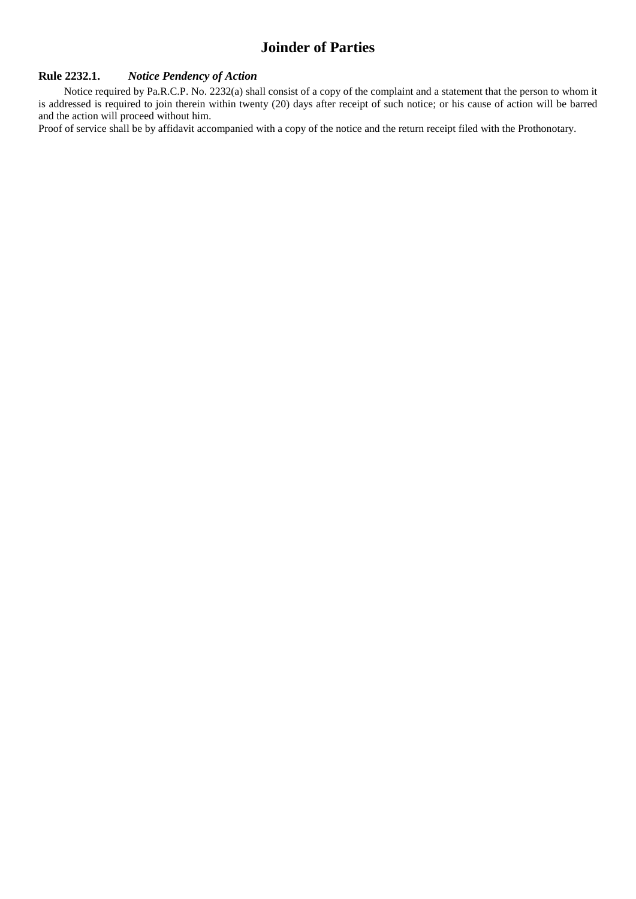# Joinder of Parties

**Rule 2232.1.** ***Notice Pendency of Action***

Notice required by Pa.R.C.P. No. 2232(a) shall consist of a copy of the complaint and a statement that the person to whom it is addressed is required to join therein within twenty (20) days after receipt of such notice; or his cause of action will be barred and the action will proceed without him.

Proof of service shall be by affidavit accompanied with a copy of the notice and the return receipt filed with the Prothonotary.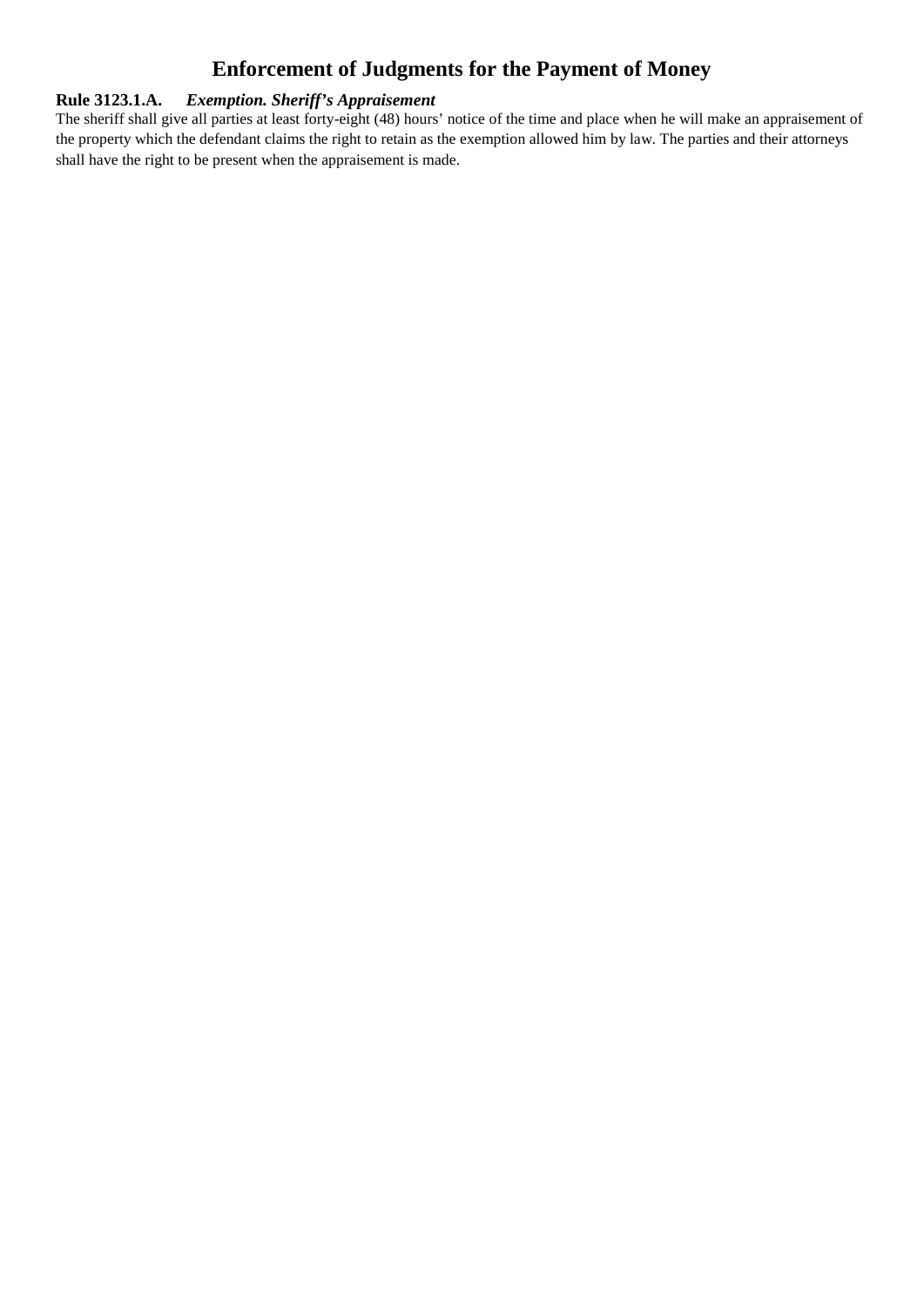# Enforcement of Judgments for the Payment of Money

**Rule 3123.1.A.** ***Exemption. Sheriff's Appraisement***

The sheriff shall give all parties at least forty-eight (48) hours' notice of the time and place when he will make an appraisement of the property which the defendant claims the right to retain as the exemption allowed him by law. The parties and their attorneys shall have the right to be present when the appraisement is made.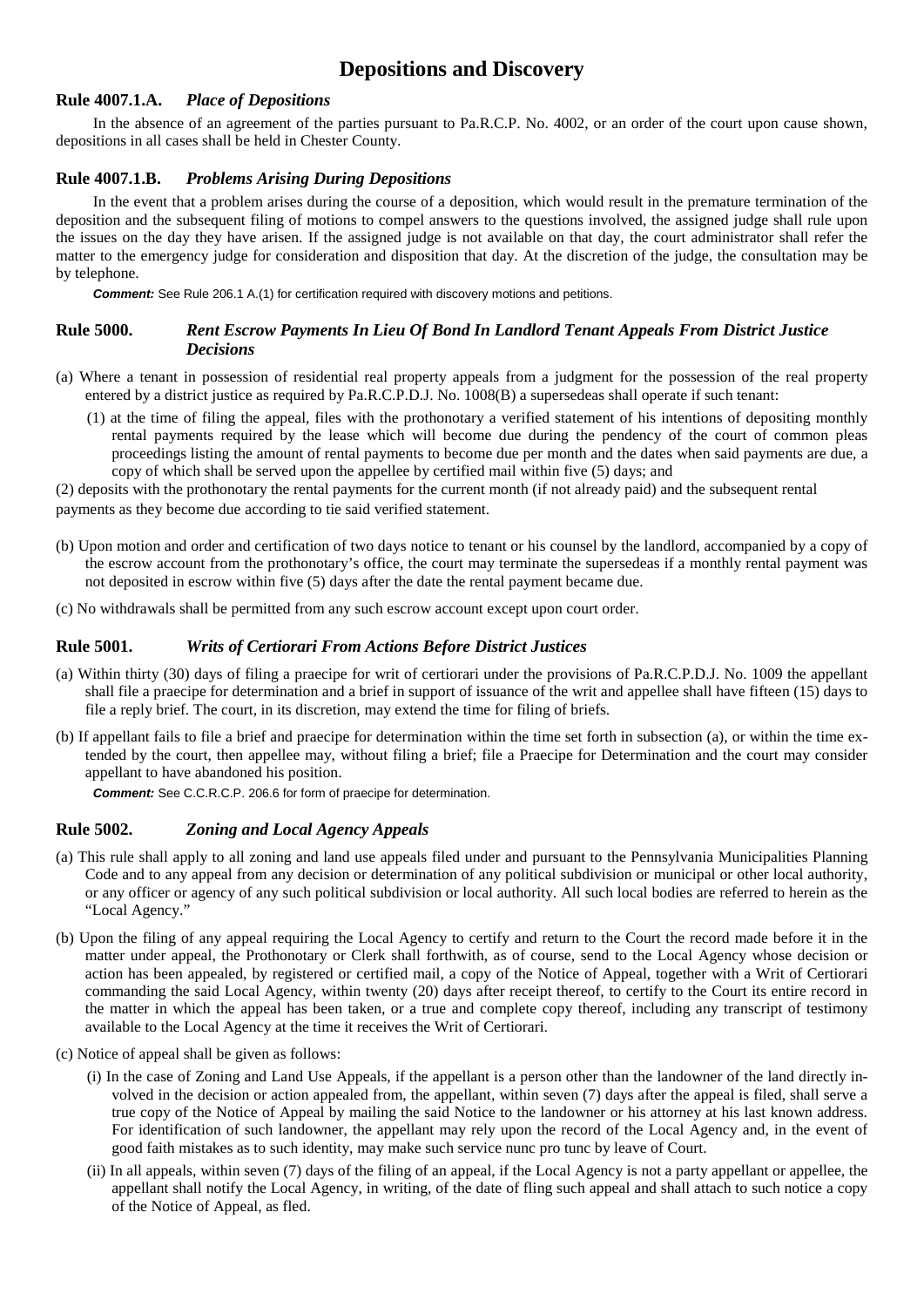# Depositions and Discovery

### Rule 4007.1.A. *Place of Depositions*

In the absence of an agreement of the parties pursuant to Pa.R.C.P. No. 4002, or an order of the court upon cause shown, depositions in all cases shall be held in Chester County.

### Rule 4007.1.B. *Problems Arising During Depositions*

In the event that a problem arises during the course of a deposition, which would result in the premature termination of the deposition and the subsequent filing of motions to compel answers to the questions involved, the assigned judge shall rule upon the issues on the day they have arisen. If the assigned judge is not available on that day, the court administrator shall refer the matter to the emergency judge for consideration and disposition that day. At the discretion of the judge, the consultation may be by telephone.

***Comment:*** See Rule 206.1 A.(1) for certification required with discovery motions and petitions.

### Rule 5000. *Rent Escrow Payments In Lieu Of Bond In Landlord Tenant Appeals From District Justice Decisions*

(a) Where a tenant in possession of residential real property appeals from a judgment for the possession of the real property entered by a district justice as required by Pa.R.C.P.D.J. No. 1008(B) a supersedeas shall operate if such tenant:

(1) at the time of filing the appeal, files with the prothonotary a verified statement of his intentions of depositing monthly rental payments required by the lease which will become due during the pendency of the court of common pleas proceedings listing the amount of rental payments to become due per month and the dates when said payments are due, a copy of which shall be served upon the appellee by certified mail within five (5) days; and

(2) deposits with the prothonotary the rental payments for the current month (if not already paid) and the subsequent rental payments as they become due according to tie said verified statement.

(b) Upon motion and order and certification of two days notice to tenant or his counsel by the landlord, accompanied by a copy of the escrow account from the prothonotary's office, the court may terminate the supersedeas if a monthly rental payment was not deposited in escrow within five (5) days after the date the rental payment became due.

(c) No withdrawals shall be permitted from any such escrow account except upon court order.

### Rule 5001. *Writs of Certiorari From Actions Before District Justices*

(a) Within thirty (30) days of filing a praecipe for writ of certiorari under the provisions of Pa.R.C.P.D.J. No. 1009 the appellant shall file a praecipe for determination and a brief in support of issuance of the writ and appellee shall have fifteen (15) days to file a reply brief. The court, in its discretion, may extend the time for filing of briefs.

(b) If appellant fails to file a brief and praecipe for determination within the time set forth in subsection (a), or within the time extended by the court, then appellee may, without filing a brief; file a Praecipe for Determination and the court may consider appellant to have abandoned his position.

***Comment:*** See C.C.R.C.P. 206.6 for form of praecipe for determination.

### Rule 5002. *Zoning and Local Agency Appeals*

(a) This rule shall apply to all zoning and land use appeals filed under and pursuant to the Pennsylvania Municipalities Planning Code and to any appeal from any decision or determination of any political subdivision or municipal or other local authority, or any officer or agency of any such political subdivision or local authority. All such local bodies are referred to herein as the "Local Agency."

(b) Upon the filing of any appeal requiring the Local Agency to certify and return to the Court the record made before it in the matter under appeal, the Prothonotary or Clerk shall forthwith, as of course, send to the Local Agency whose decision or action has been appealed, by registered or certified mail, a copy of the Notice of Appeal, together with a Writ of Certiorari commanding the said Local Agency, within twenty (20) days after receipt thereof, to certify to the Court its entire record in the matter in which the appeal has been taken, or a true and complete copy thereof, including any transcript of testimony available to the Local Agency at the time it receives the Writ of Certiorari.

(c) Notice of appeal shall be given as follows:

(i) In the case of Zoning and Land Use Appeals, if the appellant is a person other than the landowner of the land directly involved in the decision or action appealed from, the appellant, within seven (7) days after the appeal is filed, shall serve a true copy of the Notice of Appeal by mailing the said Notice to the landowner or his attorney at his last known address. For identification of such landowner, the appellant may rely upon the record of the Local Agency and, in the event of good faith mistakes as to such identity, may make such service nunc pro tunc by leave of Court.

(ii) In all appeals, within seven (7) days of the filing of an appeal, if the Local Agency is not a party appellant or appellee, the appellant shall notify the Local Agency, in writing, of the date of fling such appeal and shall attach to such notice a copy of the Notice of Appeal, as fled.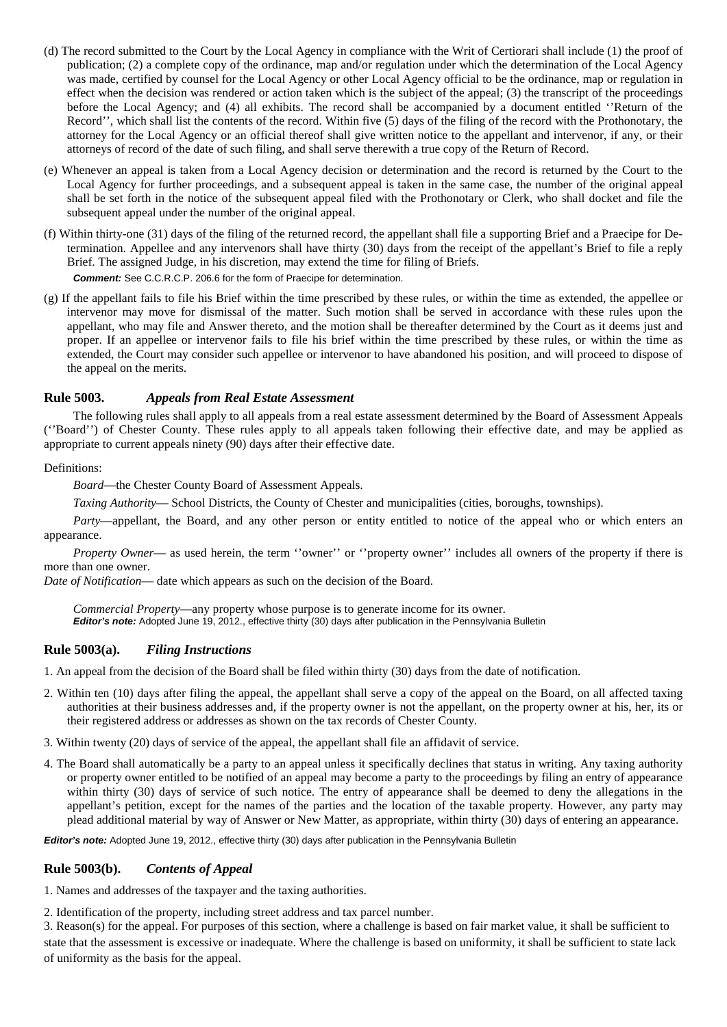(d) The record submitted to the Court by the Local Agency in compliance with the Writ of Certiorari shall include (1) the proof of publication; (2) a complete copy of the ordinance, map and/or regulation under which the determination of the Local Agency was made, certified by counsel for the Local Agency or other Local Agency official to be the ordinance, map or regulation in effect when the decision was rendered or action taken which is the subject of the appeal; (3) the transcript of the proceedings before the Local Agency; and (4) all exhibits. The record shall be accompanied by a document entitled ''Return of the Record'', which shall list the contents of the record. Within five (5) days of the filing of the record with the Prothonotary, the attorney for the Local Agency or an official thereof shall give written notice to the appellant and intervenor, if any, or their attorneys of record of the date of such filing, and shall serve therewith a true copy of the Return of Record.

(e) Whenever an appeal is taken from a Local Agency decision or determination and the record is returned by the Court to the Local Agency for further proceedings, and a subsequent appeal is taken in the same case, the number of the original appeal shall be set forth in the notice of the subsequent appeal filed with the Prothonotary or Clerk, who shall docket and file the subsequent appeal under the number of the original appeal.

(f) Within thirty-one (31) days of the filing of the returned record, the appellant shall file a supporting Brief and a Praecipe for Determination. Appellee and any intervenors shall have thirty (30) days from the receipt of the appellant's Brief to file a reply Brief. The assigned Judge, in his discretion, may extend the time for filing of Briefs.

***Comment:*** See C.C.R.C.P. 206.6 for the form of Praecipe for determination.

(g) If the appellant fails to file his Brief within the time prescribed by these rules, or within the time as extended, the appellee or intervenor may move for dismissal of the matter. Such motion shall be served in accordance with these rules upon the appellant, who may file and Answer thereto, and the motion shall be thereafter determined by the Court as it deems just and proper. If an appellee or intervenor fails to file his brief within the time prescribed by these rules, or within the time as extended, the Court may consider such appellee or intervenor to have abandoned his position, and will proceed to dispose of the appeal on the merits.

### Rule 5003. *Appeals from Real Estate Assessment*

The following rules shall apply to all appeals from a real estate assessment determined by the Board of Assessment Appeals (''Board'') of Chester County. These rules apply to all appeals taken following their effective date, and may be applied as appropriate to current appeals ninety (90) days after their effective date.

Definitions:

*Board*—the Chester County Board of Assessment Appeals.

*Taxing Authority*— School Districts, the County of Chester and municipalities (cities, boroughs, townships).

*Party*—appellant, the Board, and any other person or entity entitled to notice of the appeal who or which enters an appearance.

*Property Owner*— as used herein, the term ''owner'' or ''property owner'' includes all owners of the property if there is more than one owner.

*Date of Notification*— date which appears as such on the decision of the Board.

*Commercial Property*—any property whose purpose is to generate income for its owner.

***Editor's note:*** Adopted June 19, 2012., effective thirty (30) days after publication in the Pennsylvania Bulletin

### Rule 5003(a). *Filing Instructions*

1. An appeal from the decision of the Board shall be filed within thirty (30) days from the date of notification.

2. Within ten (10) days after filing the appeal, the appellant shall serve a copy of the appeal on the Board, on all affected taxing authorities at their business addresses and, if the property owner is not the appellant, on the property owner at his, her, its or their registered address or addresses as shown on the tax records of Chester County.

3. Within twenty (20) days of service of the appeal, the appellant shall file an affidavit of service.

4. The Board shall automatically be a party to an appeal unless it specifically declines that status in writing. Any taxing authority or property owner entitled to be notified of an appeal may become a party to the proceedings by filing an entry of appearance within thirty (30) days of service of such notice. The entry of appearance shall be deemed to deny the allegations in the appellant's petition, except for the names of the parties and the location of the taxable property. However, any party may plead additional material by way of Answer or New Matter, as appropriate, within thirty (30) days of entering an appearance.

***Editor's note:*** Adopted June 19, 2012., effective thirty (30) days after publication in the Pennsylvania Bulletin

### Rule 5003(b). *Contents of Appeal*

1. Names and addresses of the taxpayer and the taxing authorities.

2. Identification of the property, including street address and tax parcel number.

3. Reason(s) for the appeal. For purposes of this section, where a challenge is based on fair market value, it shall be sufficient to state that the assessment is excessive or inadequate. Where the challenge is based on uniformity, it shall be sufficient to state lack of uniformity as the basis for the appeal.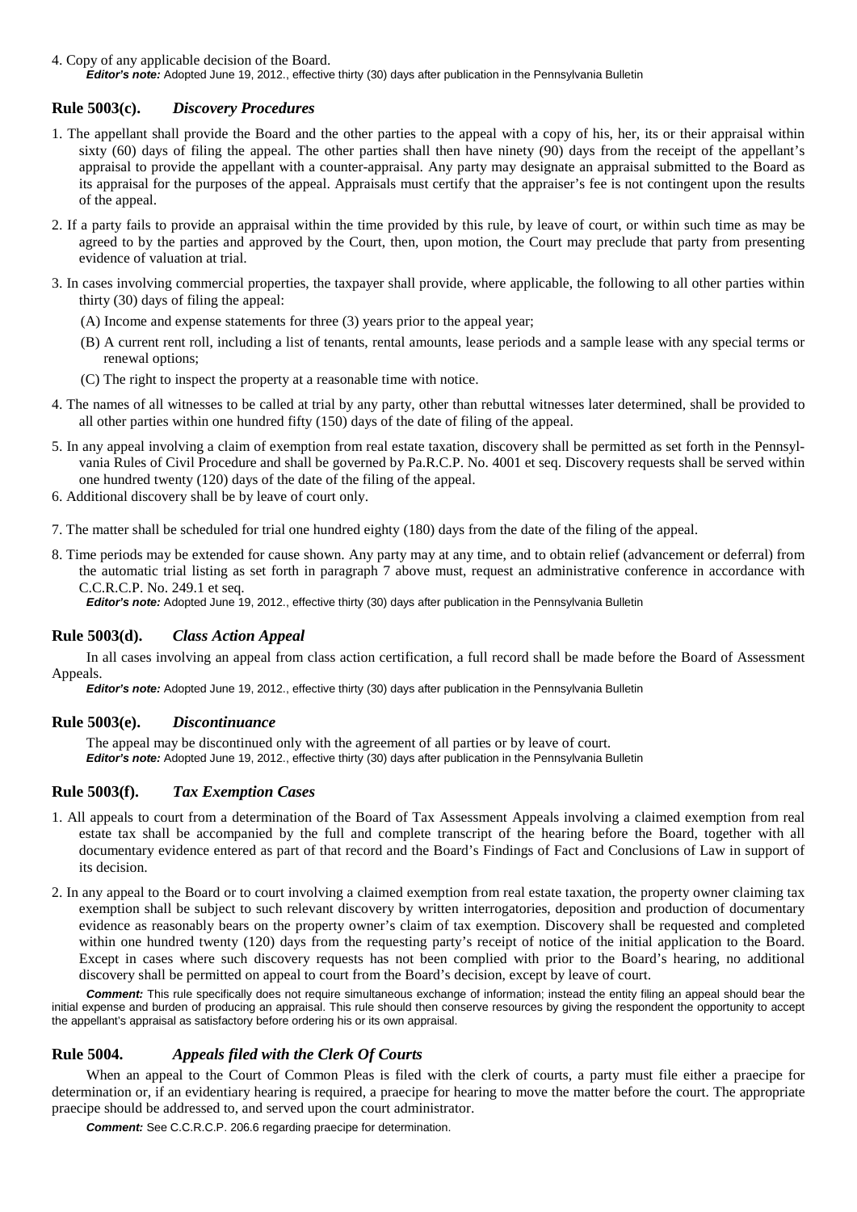4. Copy of any applicable decision of the Board.

*Editor's note:* Adopted June 19, 2012., effective thirty (30) days after publication in the Pennsylvania Bulletin

### Rule 5003(c). *Discovery Procedures*

1. The appellant shall provide the Board and the other parties to the appeal with a copy of his, her, its or their appraisal within sixty (60) days of filing the appeal. The other parties shall then have ninety (90) days from the receipt of the appellant's appraisal to provide the appellant with a counter-appraisal. Any party may designate an appraisal submitted to the Board as its appraisal for the purposes of the appeal. Appraisals must certify that the appraiser's fee is not contingent upon the results of the appeal.
2. If a party fails to provide an appraisal within the time provided by this rule, by leave of court, or within such time as may be agreed to by the parties and approved by the Court, then, upon motion, the Court may preclude that party from presenting evidence of valuation at trial.
3. In cases involving commercial properties, the taxpayer shall provide, where applicable, the following to all other parties within thirty (30) days of filing the appeal:
   (A) Income and expense statements for three (3) years prior to the appeal year;
   (B) A current rent roll, including a list of tenants, rental amounts, lease periods and a sample lease with any special terms or renewal options;
   (C) The right to inspect the property at a reasonable time with notice.
4. The names of all witnesses to be called at trial by any party, other than rebuttal witnesses later determined, shall be provided to all other parties within one hundred fifty (150) days of the date of filing of the appeal.
5. In any appeal involving a claim of exemption from real estate taxation, discovery shall be permitted as set forth in the Pennsylvania Rules of Civil Procedure and shall be governed by Pa.R.C.P. No. 4001 et seq. Discovery requests shall be served within one hundred twenty (120) days of the date of the filing of the appeal.
6. Additional discovery shall be by leave of court only.
7. The matter shall be scheduled for trial one hundred eighty (180) days from the date of the filing of the appeal.
8. Time periods may be extended for cause shown. Any party may at any time, and to obtain relief (advancement or deferral) from the automatic trial listing as set forth in paragraph 7 above must, request an administrative conference in accordance with C.C.R.C.P. No. 249.1 et seq.

*Editor's note:* Adopted June 19, 2012., effective thirty (30) days after publication in the Pennsylvania Bulletin

### Rule 5003(d). *Class Action Appeal*

In all cases involving an appeal from class action certification, a full record shall be made before the Board of Assessment Appeals.

*Editor's note:* Adopted June 19, 2012., effective thirty (30) days after publication in the Pennsylvania Bulletin

### Rule 5003(e). *Discontinuance*

The appeal may be discontinued only with the agreement of all parties or by leave of court.

*Editor's note:* Adopted June 19, 2012., effective thirty (30) days after publication in the Pennsylvania Bulletin

### Rule 5003(f). *Tax Exemption Cases*

1. All appeals to court from a determination of the Board of Tax Assessment Appeals involving a claimed exemption from real estate tax shall be accompanied by the full and complete transcript of the hearing before the Board, together with all documentary evidence entered as part of that record and the Board's Findings of Fact and Conclusions of Law in support of its decision.
2. In any appeal to the Board or to court involving a claimed exemption from real estate taxation, the property owner claiming tax exemption shall be subject to such relevant discovery by written interrogatories, deposition and production of documentary evidence as reasonably bears on the property owner's claim of tax exemption. Discovery shall be requested and completed within one hundred twenty (120) days from the requesting party's receipt of notice of the initial application to the Board. Except in cases where such discovery requests has not been complied with prior to the Board's hearing, no additional discovery shall be permitted on appeal to court from the Board's decision, except by leave of court.

***Comment:*** This rule specifically does not require simultaneous exchange of information; instead the entity filing an appeal should bear the initial expense and burden of producing an appraisal. This rule should then conserve resources by giving the respondent the opportunity to accept the appellant's appraisal as satisfactory before ordering his or its own appraisal.

### Rule 5004. *Appeals filed with the Clerk Of Courts*

When an appeal to the Court of Common Pleas is filed with the clerk of courts, a party must file either a praecipe for determination or, if an evidentiary hearing is required, a praecipe for hearing to move the matter before the court. The appropriate praecipe should be addressed to, and served upon the court administrator.

***Comment:*** See C.C.R.C.P. 206.6 regarding praecipe for determination.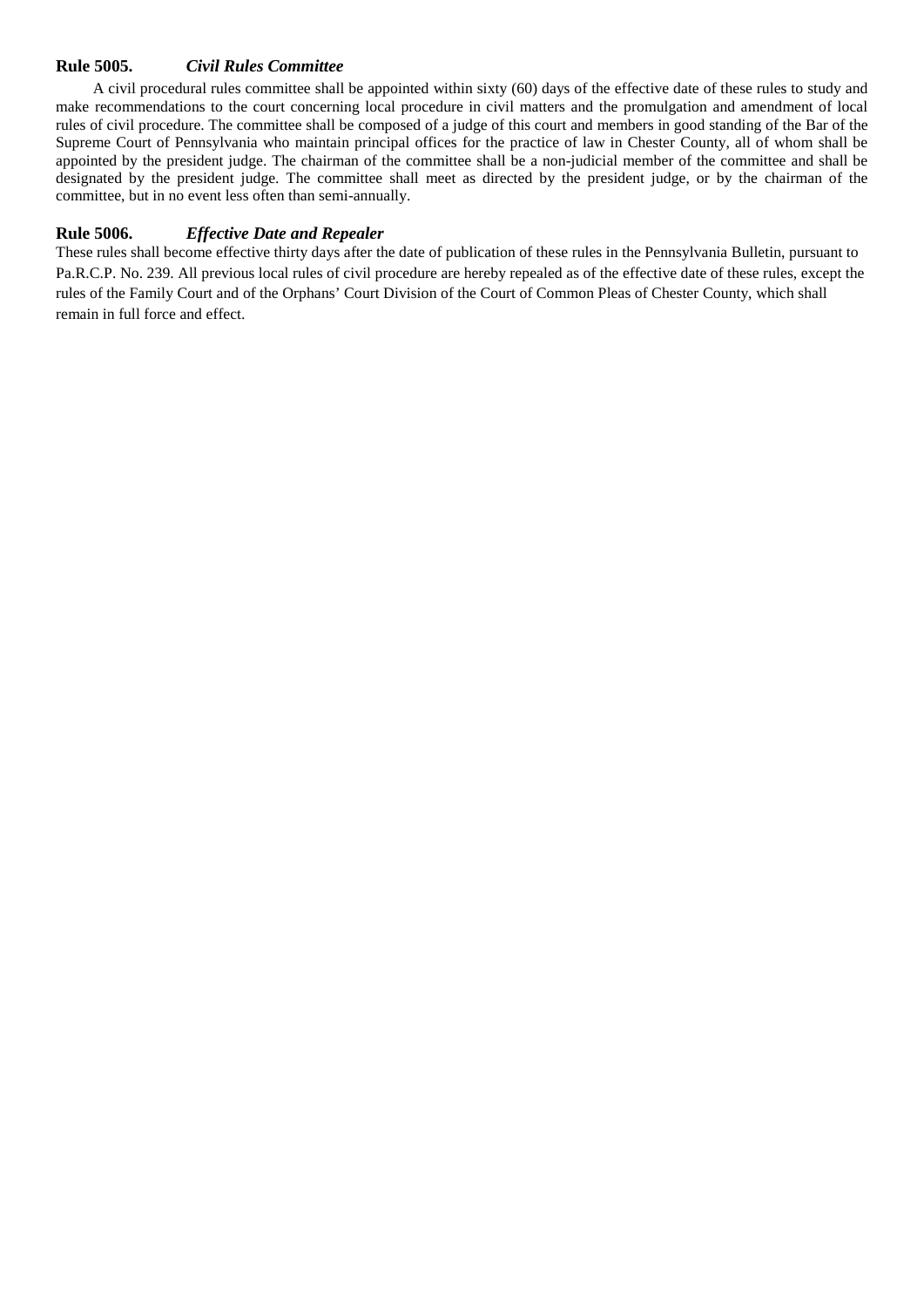### **Rule 5005.** ***Civil Rules Committee***

A civil procedural rules committee shall be appointed within sixty (60) days of the effective date of these rules to study and make recommendations to the court concerning local procedure in civil matters and the promulgation and amendment of local rules of civil procedure. The committee shall be composed of a judge of this court and members in good standing of the Bar of the Supreme Court of Pennsylvania who maintain principal offices for the practice of law in Chester County, all of whom shall be appointed by the president judge. The chairman of the committee shall be a non-judicial member of the committee and shall be designated by the president judge. The committee shall meet as directed by the president judge, or by the chairman of the committee, but in no event less often than semi-annually.

### **Rule 5006.** ***Effective Date and Repealer***

These rules shall become effective thirty days after the date of publication of these rules in the Pennsylvania Bulletin, pursuant to Pa.R.C.P. No. 239. All previous local rules of civil procedure are hereby repealed as of the effective date of these rules, except the rules of the Family Court and of the Orphans' Court Division of the Court of Common Pleas of Chester County, which shall remain in full force and effect.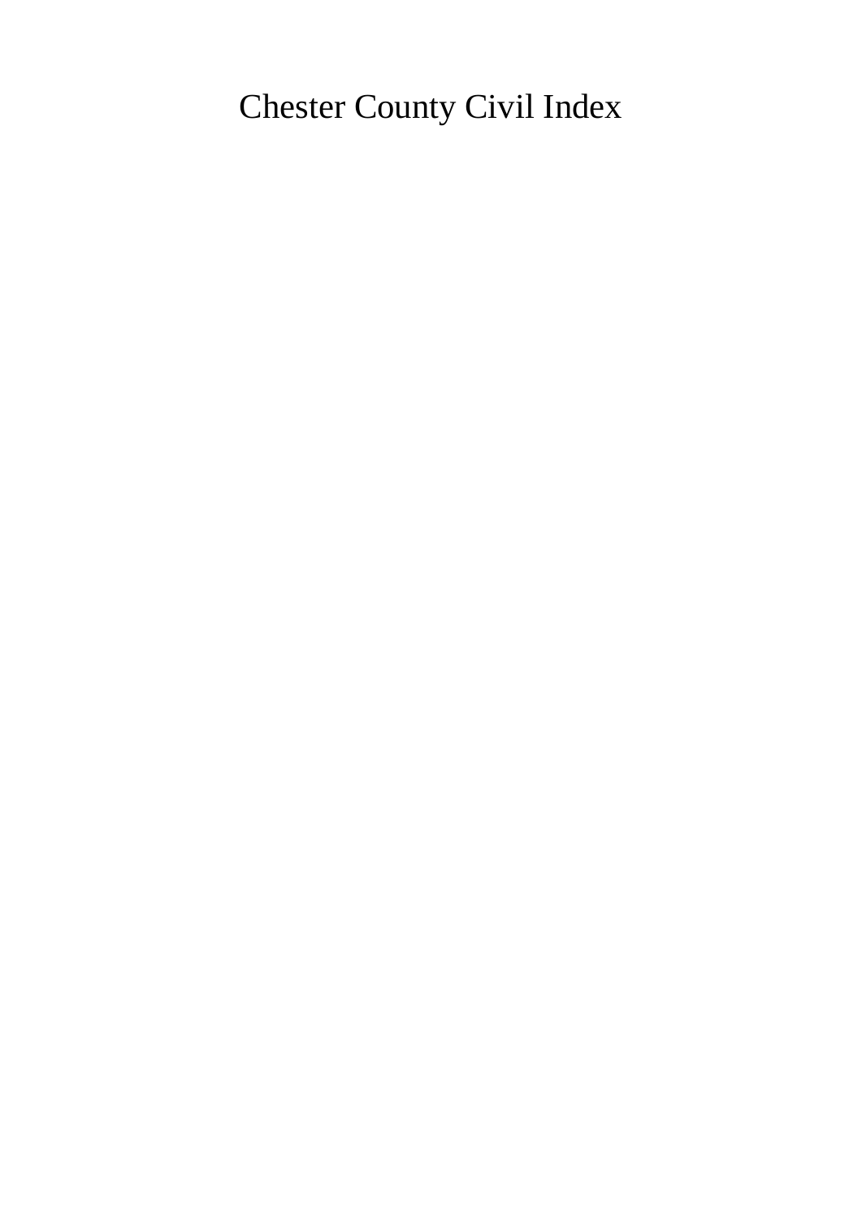# Chester County Civil Index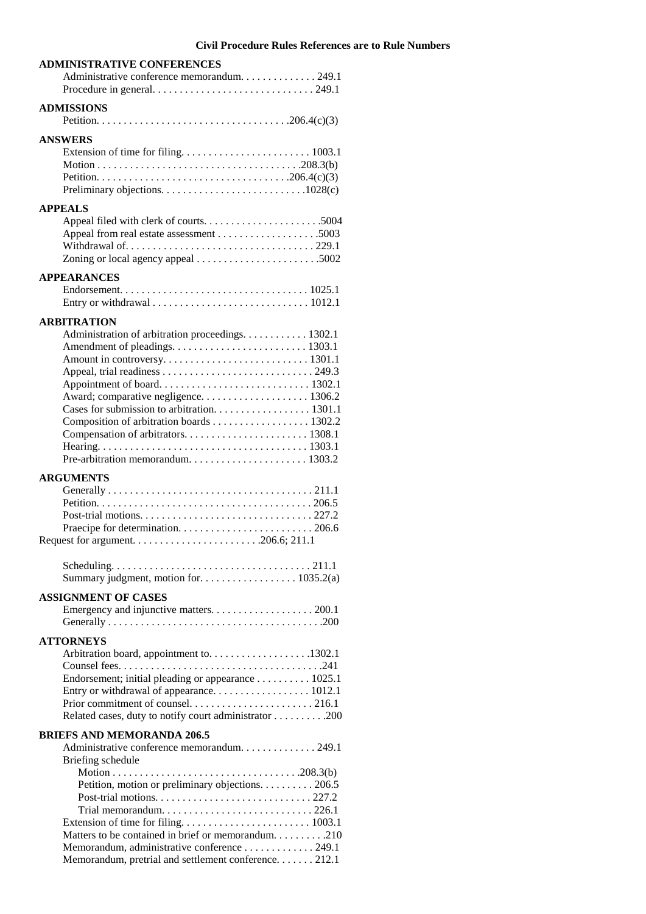**Civil Procedure Rules References are to Rule Numbers**

**ADMINISTRATIVE CONFERENCES**

- Administrative conference memorandum. . . . . . . . . . . . . 249.1
- Procedure in general. . . . . . . . . . . . . . . . . . . . . . . . . . . . . 249.1

**ADMISSIONS**

- Petition. . . . . . . . . . . . . . . . . . . . . . . . . . . . . . . . . . .206.4(c)(3)

**ANSWERS**

- Extension of time for filing. . . . . . . . . . . . . . . . . . . . . . . 1003.1
- Motion . . . . . . . . . . . . . . . . . . . . . . . . . . . . . . . . . . . .208.3(b)
- Petition. . . . . . . . . . . . . . . . . . . . . . . . . . . . . . . . . . .206.4(c)(3)
- Preliminary objections. . . . . . . . . . . . . . . . . . . . . . . . . .1028(c)

**APPEALS**

- Appeal filed with clerk of courts. . . . . . . . . . . . . . . . . . . . .5004
- Appeal from real estate assessment . . . . . . . . . . . . . . . . . .5003
- Withdrawal of. . . . . . . . . . . . . . . . . . . . . . . . . . . . . . . . . 229.1
- Zoning or local agency appeal . . . . . . . . . . . . . . . . . . . . . .5002

**APPEARANCES**

- Endorsement. . . . . . . . . . . . . . . . . . . . . . . . . . . . . . . . . 1025.1
- Entry or withdrawal . . . . . . . . . . . . . . . . . . . . . . . . . . . . 1012.1

**ARBITRATION**

- Administration of arbitration proceedings. . . . . . . . . . . 1302.1
- Amendment of pleadings. . . . . . . . . . . . . . . . . . . . . . . . 1303.1
- Amount in controversy. . . . . . . . . . . . . . . . . . . . . . . . . . 1301.1
- Appeal, trial readiness . . . . . . . . . . . . . . . . . . . . . . . . . . . 249.3
- Appointment of board. . . . . . . . . . . . . . . . . . . . . . . . . . . 1302.1
- Award; comparative negligence. . . . . . . . . . . . . . . . . . . 1306.2
- Cases for submission to arbitration. . . . . . . . . . . . . . . . . 1301.1
- Composition of arbitration boards . . . . . . . . . . . . . . . . . 1302.2
- Compensation of arbitrators. . . . . . . . . . . . . . . . . . . . . . 1308.1
- Hearing. . . . . . . . . . . . . . . . . . . . . . . . . . . . . . . . . . . . . 1303.1
- Pre-arbitration memorandum. . . . . . . . . . . . . . . . . . . . . 1303.2

**ARGUMENTS**

- Generally . . . . . . . . . . . . . . . . . . . . . . . . . . . . . . . . . . . . 211.1
- Petition. . . . . . . . . . . . . . . . . . . . . . . . . . . . . . . . . . . . . . 206.5
- Post-trial motions. . . . . . . . . . . . . . . . . . . . . . . . . . . . . . . 227.2
- Praecipe for determination. . . . . . . . . . . . . . . . . . . . . . . . 206.6

Request for argument. . . . . . . . . . . . . . . . . . . . . . .206.6; 211.1

- Scheduling. . . . . . . . . . . . . . . . . . . . . . . . . . . . . . . . . . . . 211.1
- Summary judgment, motion for. . . . . . . . . . . . . . . . . 1035.2(a)

**ASSIGNMENT OF CASES**

- Emergency and injunctive matters. . . . . . . . . . . . . . . . . . . 200.1
- Generally . . . . . . . . . . . . . . . . . . . . . . . . . . . . . . . . . . . . . .200

**ATTORNEYS**

- Arbitration board, appointment to. . . . . . . . . . . . . . . . . .1302.1
- Counsel fees. . . . . . . . . . . . . . . . . . . . . . . . . . . . . . . . . . . .241
- Endorsement; initial pleading or appearance . . . . . . . . . 1025.1
- Entry or withdrawal of appearance. . . . . . . . . . . . . . . . . 1012.1
- Prior commitment of counsel. . . . . . . . . . . . . . . . . . . . . . 216.1
- Related cases, duty to notify court administrator . . . . . . . . .200

**BRIEFS AND MEMORANDA 206.5**

- Administrative conference memorandum. . . . . . . . . . . . . 249.1
- Briefing schedule
  - Motion . . . . . . . . . . . . . . . . . . . . . . . . . . . . . . . . . .208.3(b)
  - Petition, motion or preliminary objections. . . . . . . . . 206.5
  - Post-trial motions. . . . . . . . . . . . . . . . . . . . . . . . . . . . 227.2
  - Trial memorandum. . . . . . . . . . . . . . . . . . . . . . . . . . . 226.1
- Extension of time for filing. . . . . . . . . . . . . . . . . . . . . . . 1003.1
- Matters to be contained in brief or memorandum. . . . . . . . .210
- Memorandum, administrative conference . . . . . . . . . . . . 249.1
- Memorandum, pretrial and settlement conference. . . . . . . 212.1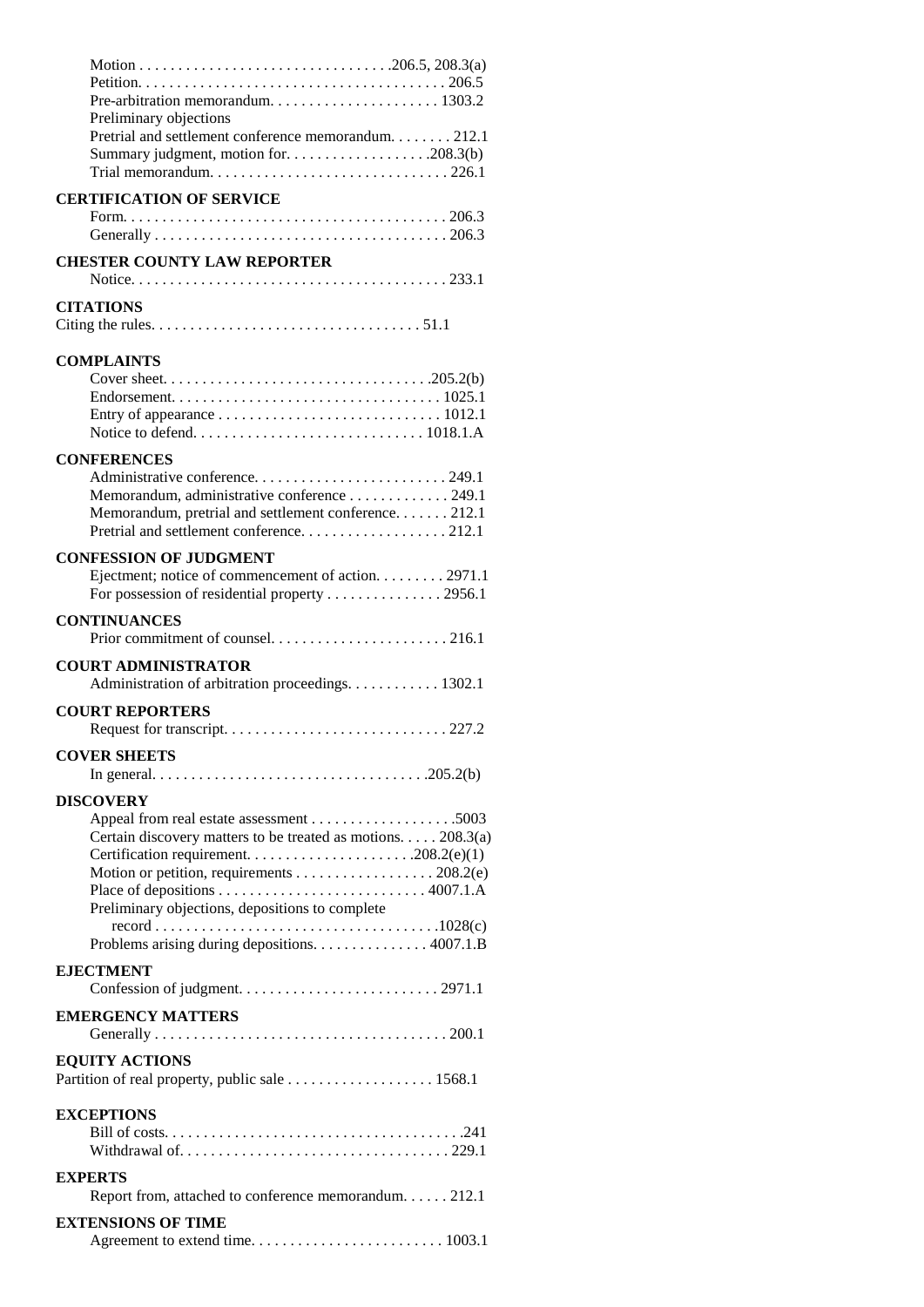Motion . . . . . . . . . . . . . . . . . . . . . . . . . . . . . . . .206.5, 208.3(a)
Petition. . . . . . . . . . . . . . . . . . . . . . . . . . . . . . . . . . . . . . . . 206.5
Pre-arbitration memorandum. . . . . . . . . . . . . . . . . . . . . . 1303.2
Preliminary objections
Pretrial and settlement conference memorandum. . . . . . . . 212.1
Summary judgment, motion for. . . . . . . . . . . . . . . . . . .208.3(b)
Trial memorandum. . . . . . . . . . . . . . . . . . . . . . . . . . . . . . 226.1

**CERTIFICATION OF SERVICE**
Form. . . . . . . . . . . . . . . . . . . . . . . . . . . . . . . . . . . . . . . . . 206.3
Generally . . . . . . . . . . . . . . . . . . . . . . . . . . . . . . . . . . . . . 206.3

**CHESTER COUNTY LAW REPORTER**
Notice. . . . . . . . . . . . . . . . . . . . . . . . . . . . . . . . . . . . . . . . 233.1

**CITATIONS**
Citing the rules. . . . . . . . . . . . . . . . . . . . . . . . . . . . . . . . . . 51.1

**COMPLAINTS**
Cover sheet. . . . . . . . . . . . . . . . . . . . . . . . . . . . . . . . . .205.2(b)
Endorsement. . . . . . . . . . . . . . . . . . . . . . . . . . . . . . . . . . 1025.1
Entry of appearance . . . . . . . . . . . . . . . . . . . . . . . . . . . . 1012.1
Notice to defend. . . . . . . . . . . . . . . . . . . . . . . . . . . . . 1018.1.A

**CONFERENCES**
Administrative conference. . . . . . . . . . . . . . . . . . . . . . . . 249.1
Memorandum, administrative conference . . . . . . . . . . . . . 249.1
Memorandum, pretrial and settlement conference. . . . . . . 212.1
Pretrial and settlement conference. . . . . . . . . . . . . . . . . . . 212.1

**CONFESSION OF JUDGMENT**
Ejectment; notice of commencement of action. . . . . . . . . 2971.1
For possession of residential property . . . . . . . . . . . . . . . 2956.1

**CONTINUANCES**
Prior commitment of counsel. . . . . . . . . . . . . . . . . . . . . . . 216.1

**COURT ADMINISTRATOR**
Administration of arbitration proceedings. . . . . . . . . . . . 1302.1

**COURT REPORTERS**
Request for transcript. . . . . . . . . . . . . . . . . . . . . . . . . . . . 227.2

**COVER SHEETS**
In general. . . . . . . . . . . . . . . . . . . . . . . . . . . . . . . . . . . .205.2(b)

**DISCOVERY**
Appeal from real estate assessment . . . . . . . . . . . . . . . . . . .5003
Certain discovery matters to be treated as motions. . . . . 208.3(a)
Certification requirement. . . . . . . . . . . . . . . . . . . . . .208.2(e)(1)
Motion or petition, requirements . . . . . . . . . . . . . . . . . . 208.2(e)
Place of depositions . . . . . . . . . . . . . . . . . . . . . . . . . . 4007.1.A
Preliminary objections, depositions to complete
record . . . . . . . . . . . . . . . . . . . . . . . . . . . . . . . . . . . .1028(c)
Problems arising during depositions. . . . . . . . . . . . . . . 4007.1.B

**EJECTMENT**
Confession of judgment. . . . . . . . . . . . . . . . . . . . . . . . . . 2971.1

**EMERGENCY MATTERS**
Generally . . . . . . . . . . . . . . . . . . . . . . . . . . . . . . . . . . . . . . 200.1

**EQUITY ACTIONS**
Partition of real property, public sale . . . . . . . . . . . . . . . . . . . 1568.1

**EXCEPTIONS**
Bill of costs. . . . . . . . . . . . . . . . . . . . . . . . . . . . . . . . . . . . . . .241
Withdrawal of. . . . . . . . . . . . . . . . . . . . . . . . . . . . . . . . . . . 229.1

**EXPERTS**
Report from, attached to conference memorandum. . . . . . 212.1

**EXTENSIONS OF TIME**
Agreement to extend time. . . . . . . . . . . . . . . . . . . . . . . . . 1003.1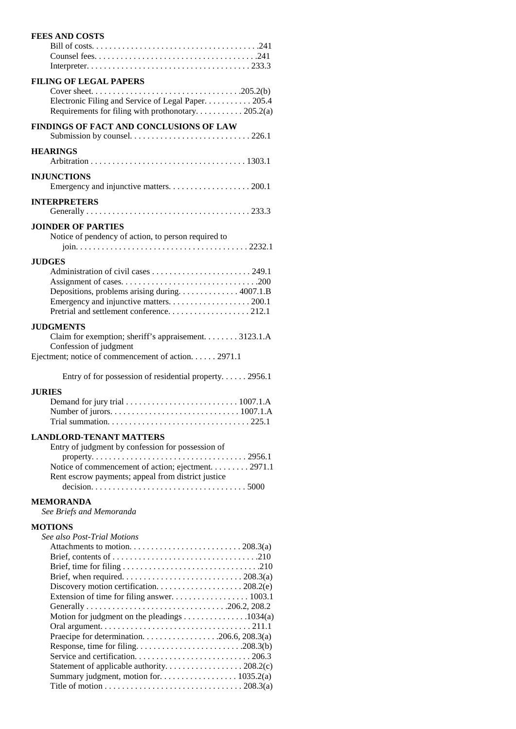**FEES AND COSTS**

Bill of costs. . . . . . . . . . . . . . . . . . . . . . . . . . . . . . . . . . . . . . .241
Counsel fees. . . . . . . . . . . . . . . . . . . . . . . . . . . . . . . . . . . . . .241
Interpreter. . . . . . . . . . . . . . . . . . . . . . . . . . . . . . . . . . . . . . 233.3

**FILING OF LEGAL PAPERS**

Cover sheet. . . . . . . . . . . . . . . . . . . . . . . . . . . . . . . . . . .205.2(b)
Electronic Filing and Service of Legal Paper. . . . . . . . . . . 205.4
Requirements for filing with prothonotary. . . . . . . . . . . 205.2(a)

**FINDINGS OF FACT AND CONCLUSIONS OF LAW**

Submission by counsel. . . . . . . . . . . . . . . . . . . . . . . . . . . . 226.1

**HEARINGS**

Arbitration . . . . . . . . . . . . . . . . . . . . . . . . . . . . . . . . . . . . 1303.1

**INJUNCTIONS**

Emergency and injunctive matters. . . . . . . . . . . . . . . . . . . 200.1

**INTERPRETERS**

Generally . . . . . . . . . . . . . . . . . . . . . . . . . . . . . . . . . . . . . . 233.3

**JOINDER OF PARTIES**

Notice of pendency of action, to person required to join. . . . . . . . . . . . . . . . . . . . . . . . . . . . . . . . . . . . . . . . 2232.1

**JUDGES**

Administration of civil cases . . . . . . . . . . . . . . . . . . . . . . . 249.1
Assignment of cases. . . . . . . . . . . . . . . . . . . . . . . . . . . . . . . .200
Depositions, problems arising during. . . . . . . . . . . . . . 4007.1.B
Emergency and injunctive matters. . . . . . . . . . . . . . . . . . . 200.1
Pretrial and settlement conference. . . . . . . . . . . . . . . . . . . 212.1

**JUDGMENTS**

Claim for exemption; sheriff's appraisement. . . . . . . . 3123.1.A
Confession of judgment
Ejectment; notice of commencement of action. . . . . . 2971.1

Entry of for possession of residential property. . . . . . 2956.1

**JURIES**

Demand for jury trial . . . . . . . . . . . . . . . . . . . . . . . . . . 1007.1.A
Number of jurors. . . . . . . . . . . . . . . . . . . . . . . . . . . . . 1007.1.A
Trial summation. . . . . . . . . . . . . . . . . . . . . . . . . . . . . . . . . 225.1

**LANDLORD-TENANT MATTERS**

Entry of judgment by confession for possession of property. . . . . . . . . . . . . . . . . . . . . . . . . . . . . . . . . . . . 2956.1
Notice of commencement of action; ejectment. . . . . . . . . 2971.1
Rent escrow payments; appeal from district justice decision. . . . . . . . . . . . . . . . . . . . . . . . . . . . . . . . . . . 5000

**MEMORANDA**

*See Briefs and Memoranda*

**MOTIONS**

*See also Post-Trial Motions*

Attachments to motion. . . . . . . . . . . . . . . . . . . . . . . . . . 208.3(a)
Brief, contents of . . . . . . . . . . . . . . . . . . . . . . . . . . . . . . . . .210
Brief, time for filing . . . . . . . . . . . . . . . . . . . . . . . . . . . . . . .210
Brief, when required. . . . . . . . . . . . . . . . . . . . . . . . . . . . 208.3(a)
Discovery motion certification. . . . . . . . . . . . . . . . . . . . 208.2(e)
Extension of time for filing answer. . . . . . . . . . . . . . . . . . 1003.1
Generally . . . . . . . . . . . . . . . . . . . . . . . . . . . . . . . .206.2, 208.2
Motion for judgment on the pleadings . . . . . . . . . . . . . . .1034(a)
Oral argument. . . . . . . . . . . . . . . . . . . . . . . . . . . . . . . . . . 211.1
Praecipe for determination. . . . . . . . . . . . . . . . . .206.6, 208.3(a)
Response, time for filing. . . . . . . . . . . . . . . . . . . . . . . . .208.3(b)
Service and certification. . . . . . . . . . . . . . . . . . . . . . . . . . . 206.3
Statement of applicable authority. . . . . . . . . . . . . . . . . . 208.2(c)
Summary judgment, motion for. . . . . . . . . . . . . . . . . . 1035.2(a)
Title of motion . . . . . . . . . . . . . . . . . . . . . . . . . . . . . . . . 208.3(a)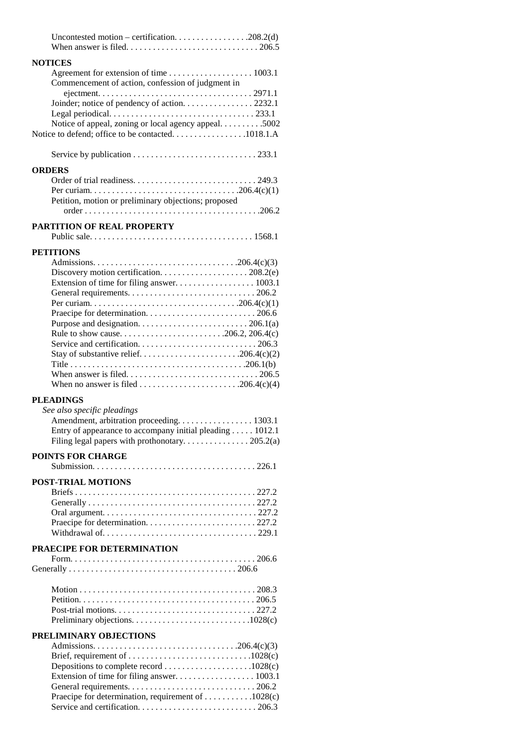Uncontested motion – certification. . . . . . . . . . . . . . . . .208.2(d)
When answer is filed. . . . . . . . . . . . . . . . . . . . . . . . . . . . . 206.5

**NOTICES**

Agreement for extension of time . . . . . . . . . . . . . . . . . . . 1003.1
Commencement of action, confession of judgment in ejectment. . . . . . . . . . . . . . . . . . . . . . . . . . . . . . . . . . 2971.1
Joinder; notice of pendency of action. . . . . . . . . . . . . . . . 2232.1
Legal periodical. . . . . . . . . . . . . . . . . . . . . . . . . . . . . . . . 233.1
Notice of appeal, zoning or local agency appeal. . . . . . . . . .5002
Notice to defend; office to be contacted. . . . . . . . . . . . . . . . .1018.1.A

Service by publication . . . . . . . . . . . . . . . . . . . . . . . . . . . . 233.1

**ORDERS**

Order of trial readiness. . . . . . . . . . . . . . . . . . . . . . . . . . . 249.3
Per curiam. . . . . . . . . . . . . . . . . . . . . . . . . . . . . . . . .206.4(c)(1)
Petition, motion or preliminary objections; proposed order . . . . . . . . . . . . . . . . . . . . . . . . . . . . . . . . . . . . . . .206.2

**PARTITION OF REAL PROPERTY**

Public sale. . . . . . . . . . . . . . . . . . . . . . . . . . . . . . . . . . . . 1568.1

**PETITIONS**

Admissions. . . . . . . . . . . . . . . . . . . . . . . . . . . . . . . . .206.4(c)(3)
Discovery motion certification. . . . . . . . . . . . . . . . . . . . 208.2(e)
Extension of time for filing answer. . . . . . . . . . . . . . . . . . 1003.1
General requirements. . . . . . . . . . . . . . . . . . . . . . . . . . . . 206.2
Per curiam. . . . . . . . . . . . . . . . . . . . . . . . . . . . . . . . .206.4(c)(1)
Praecipe for determination. . . . . . . . . . . . . . . . . . . . . . . . . 206.6
Purpose and designation. . . . . . . . . . . . . . . . . . . . . . . . . 206.1(a)
Rule to show cause. . . . . . . . . . . . . . . . . . . . . . . .206.2, 206.4(c)
Service and certification. . . . . . . . . . . . . . . . . . . . . . . . . . . 206.3
Stay of substantive relief. . . . . . . . . . . . . . . . . . . . . . .206.4(c)(2)
Title . . . . . . . . . . . . . . . . . . . . . . . . . . . . . . . . . . . . . . .206.1(b)
When answer is filed. . . . . . . . . . . . . . . . . . . . . . . . . . . . . 206.5
When no answer is filed . . . . . . . . . . . . . . . . . . . . . . .206.4(c)(4)

**PLEADINGS**

*See also specific pleadings*
Amendment, arbitration proceeding. . . . . . . . . . . . . . . . . 1303.1
Entry of appearance to accompany initial pleading . . . . . 1012.1
Filing legal papers with prothonotary. . . . . . . . . . . . . . . 205.2(a)

**POINTS FOR CHARGE**

Submission. . . . . . . . . . . . . . . . . . . . . . . . . . . . . . . . . . . . 226.1

**POST-TRIAL MOTIONS**

Briefs . . . . . . . . . . . . . . . . . . . . . . . . . . . . . . . . . . . . . . . . 227.2
Generally . . . . . . . . . . . . . . . . . . . . . . . . . . . . . . . . . . . . . 227.2
Oral argument. . . . . . . . . . . . . . . . . . . . . . . . . . . . . . . . . . 227.2
Praecipe for determination. . . . . . . . . . . . . . . . . . . . . . . . . 227.2
Withdrawal of. . . . . . . . . . . . . . . . . . . . . . . . . . . . . . . . . . 229.1

**PRAECIPE FOR DETERMINATION**

Form. . . . . . . . . . . . . . . . . . . . . . . . . . . . . . . . . . . . . . . . . 206.6
Generally . . . . . . . . . . . . . . . . . . . . . . . . . . . . . . . . . . . . . 206.6

Motion . . . . . . . . . . . . . . . . . . . . . . . . . . . . . . . . . . . . . . . 208.3
Petition. . . . . . . . . . . . . . . . . . . . . . . . . . . . . . . . . . . . . . . 206.5
Post-trial motions. . . . . . . . . . . . . . . . . . . . . . . . . . . . . . . 227.2
Preliminary objections. . . . . . . . . . . . . . . . . . . . . . . . . . .1028(c)

**PRELIMINARY OBJECTIONS**

Admissions. . . . . . . . . . . . . . . . . . . . . . . . . . . . . . . . .206.4(c)(3)
Brief, requirement of . . . . . . . . . . . . . . . . . . . . . . . . . . .1028(c)
Depositions to complete record . . . . . . . . . . . . . . . . . . .1028(c)
Extension of time for filing answer. . . . . . . . . . . . . . . . . 1003.1
General requirements. . . . . . . . . . . . . . . . . . . . . . . . . . . . 206.2
Praecipe for determination, requirement of . . . . . . . . . .1028(c)
Service and certification. . . . . . . . . . . . . . . . . . . . . . . . . . 206.3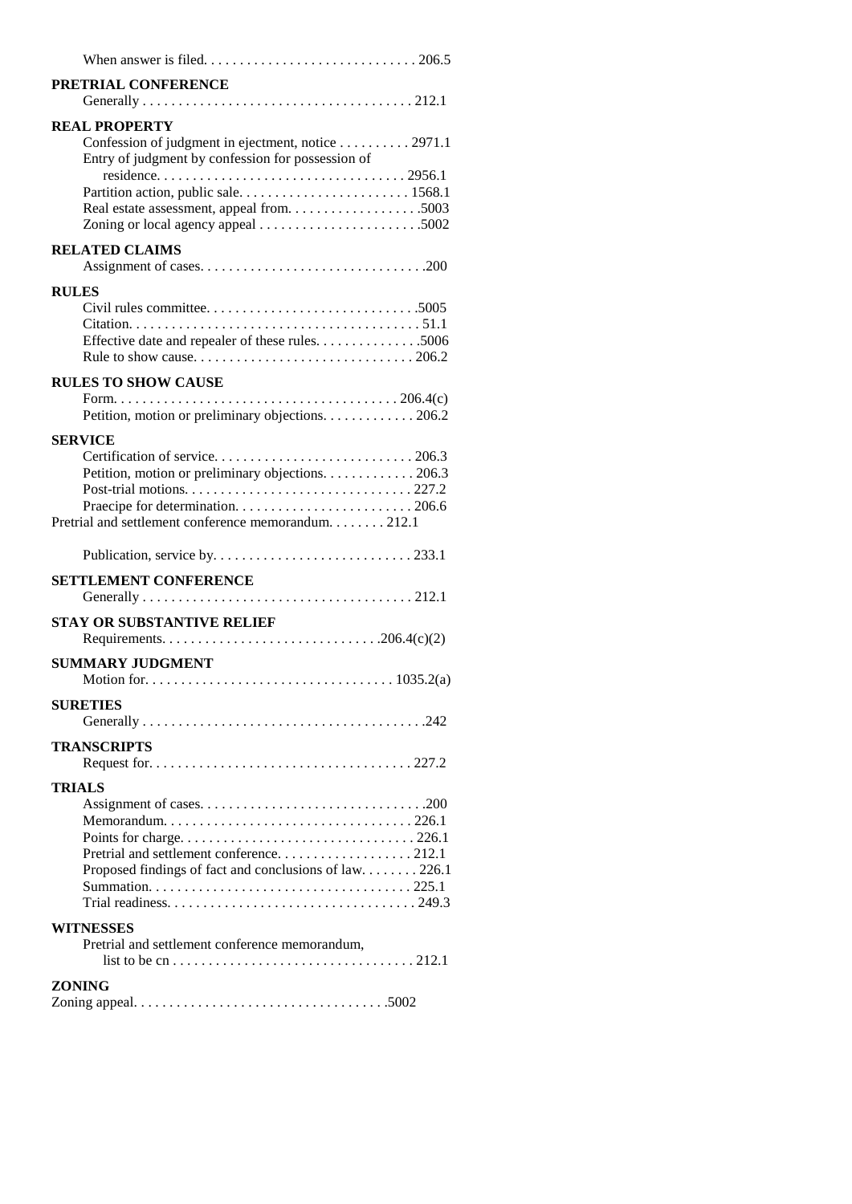When answer is filed. . . . . . . . . . . . . . . . . . . . . . . . . . . . . 206.5

**PRETRIAL CONFERENCE**

Generally . . . . . . . . . . . . . . . . . . . . . . . . . . . . . . . . . . . . . 212.1

**REAL PROPERTY**

Confession of judgment in ejectment, notice . . . . . . . . . . 2971.1
Entry of judgment by confession for possession of residence. . . . . . . . . . . . . . . . . . . . . . . . . . . . . . . . . . 2956.1
Partition action, public sale. . . . . . . . . . . . . . . . . . . . . . . 1568.1
Real estate assessment, appeal from. . . . . . . . . . . . . . . . . .5003
Zoning or local agency appeal . . . . . . . . . . . . . . . . . . . . . .5002

**RELATED CLAIMS**

Assignment of cases. . . . . . . . . . . . . . . . . . . . . . . . . . . . . . .200

**RULES**

Civil rules committee. . . . . . . . . . . . . . . . . . . . . . . . . . . .5005
Citation. . . . . . . . . . . . . . . . . . . . . . . . . . . . . . . . . . . . . . . . 51.1
Effective date and repealer of these rules. . . . . . . . . . . . . .5006
Rule to show cause. . . . . . . . . . . . . . . . . . . . . . . . . . . . . . 206.2

**RULES TO SHOW CAUSE**

Form. . . . . . . . . . . . . . . . . . . . . . . . . . . . . . . . . . . . . . 206.4(c)
Petition, motion or preliminary objections. . . . . . . . . . . . 206.2

**SERVICE**

Certification of service. . . . . . . . . . . . . . . . . . . . . . . . . . . 206.3
Petition, motion or preliminary objections. . . . . . . . . . . . 206.3
Post-trial motions. . . . . . . . . . . . . . . . . . . . . . . . . . . . . . . 227.2
Praecipe for determination. . . . . . . . . . . . . . . . . . . . . . . . 206.6
Pretrial and settlement conference memorandum. . . . . . . . 212.1

Publication, service by. . . . . . . . . . . . . . . . . . . . . . . . . . . 233.1

**SETTLEMENT CONFERENCE**

Generally . . . . . . . . . . . . . . . . . . . . . . . . . . . . . . . . . . . . . 212.1

**STAY OR SUBSTANTIVE RELIEF**

Requirements. . . . . . . . . . . . . . . . . . . . . . . . . . . . . .206.4(c)(2)

**SUMMARY JUDGMENT**

Motion for. . . . . . . . . . . . . . . . . . . . . . . . . . . . . . . . . . 1035.2(a)

**SURETIES**

Generally . . . . . . . . . . . . . . . . . . . . . . . . . . . . . . . . . . . . . . .242

**TRANSCRIPTS**

Request for. . . . . . . . . . . . . . . . . . . . . . . . . . . . . . . . . . . . 227.2

**TRIALS**

Assignment of cases. . . . . . . . . . . . . . . . . . . . . . . . . . . . . . .200
Memorandum. . . . . . . . . . . . . . . . . . . . . . . . . . . . . . . . . . 226.1
Points for charge. . . . . . . . . . . . . . . . . . . . . . . . . . . . . . . . 226.1
Pretrial and settlement conference. . . . . . . . . . . . . . . . . . 212.1
Proposed findings of fact and conclusions of law. . . . . . . . 226.1
Summation. . . . . . . . . . . . . . . . . . . . . . . . . . . . . . . . . . . . 225.1
Trial readiness. . . . . . . . . . . . . . . . . . . . . . . . . . . . . . . . . . 249.3

**WITNESSES**

Pretrial and settlement conference memorandum, list to be cn . . . . . . . . . . . . . . . . . . . . . . . . . . . . . . . . . 212.1

**ZONING**

Zoning appeal. . . . . . . . . . . . . . . . . . . . . . . . . . . . . . . . . . .5002